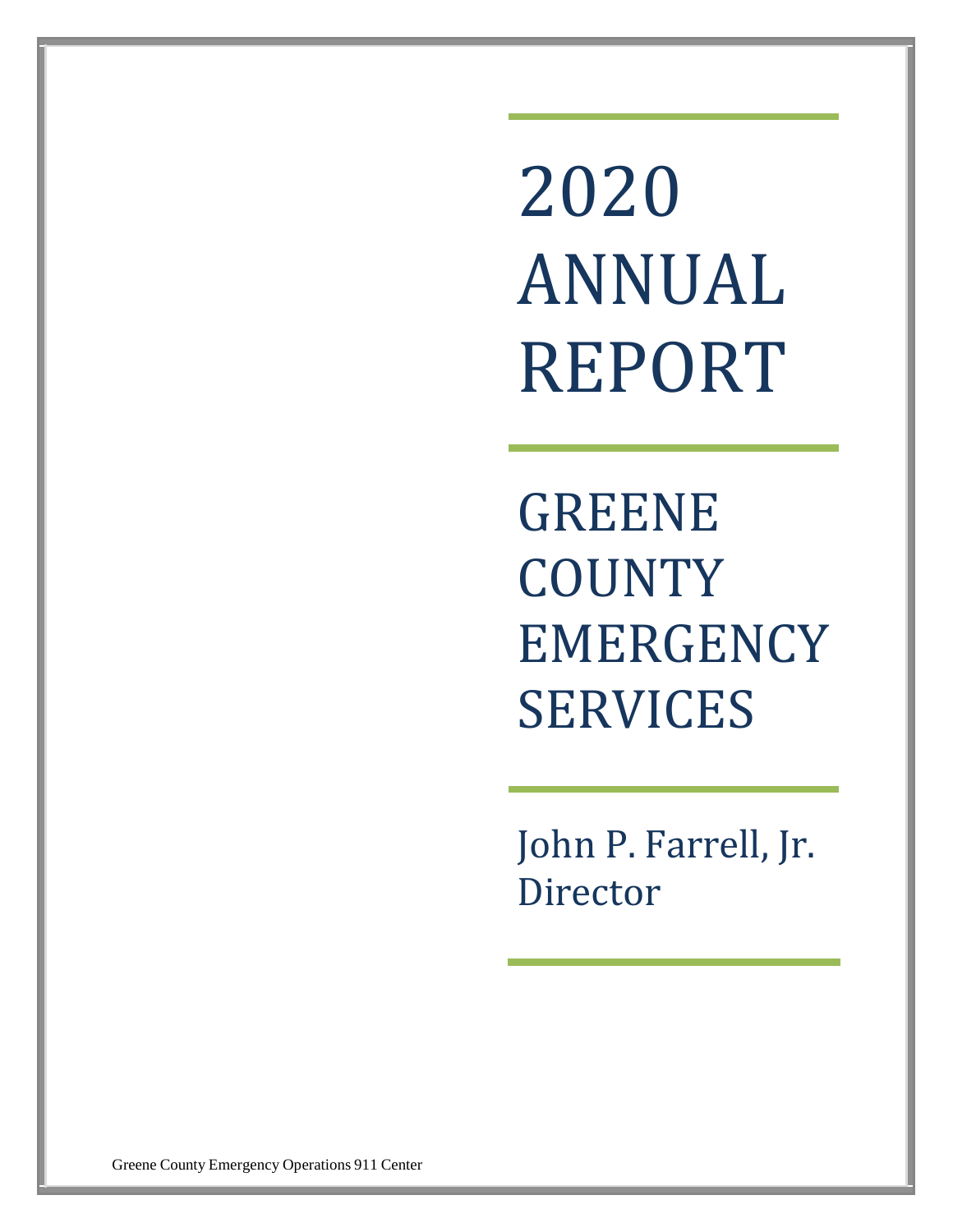# 2020 ANNUAL REPORT

## GREENE COUNTY EMERGENCY SERVICES

John P. Farrell, Jr.
Director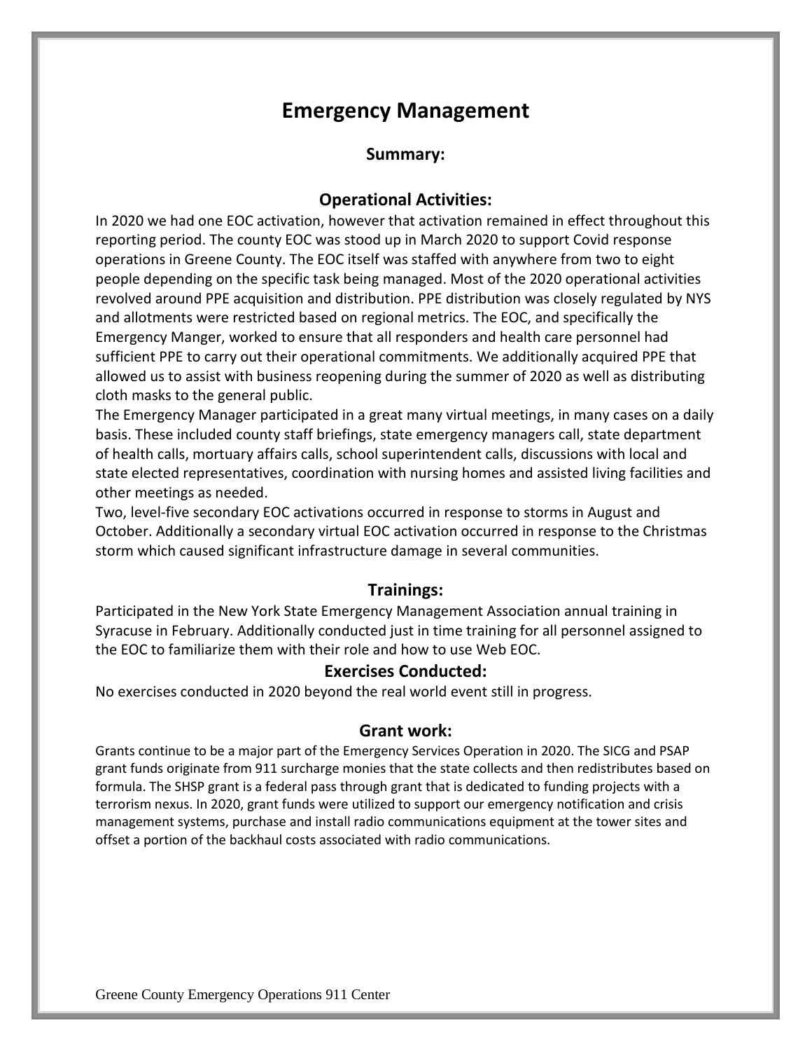# Emergency Management

## Summary:

## Operational Activities:

In 2020 we had one EOC activation, however that activation remained in effect throughout this reporting period. The county EOC was stood up in March 2020 to support Covid response operations in Greene County. The EOC itself was staffed with anywhere from two to eight people depending on the specific task being managed. Most of the 2020 operational activities revolved around PPE acquisition and distribution. PPE distribution was closely regulated by NYS and allotments were restricted based on regional metrics. The EOC, and specifically the Emergency Manger, worked to ensure that all responders and health care personnel had sufficient PPE to carry out their operational commitments. We additionally acquired PPE that allowed us to assist with business reopening during the summer of 2020 as well as distributing cloth masks to the general public.

The Emergency Manager participated in a great many virtual meetings, in many cases on a daily basis. These included county staff briefings, state emergency managers call, state department of health calls, mortuary affairs calls, school superintendent calls, discussions with local and state elected representatives, coordination with nursing homes and assisted living facilities and other meetings as needed.

Two, level-five secondary EOC activations occurred in response to storms in August and October. Additionally a secondary virtual EOC activation occurred in response to the Christmas storm which caused significant infrastructure damage in several communities.

## Trainings:

Participated in the New York State Emergency Management Association annual training in Syracuse in February. Additionally conducted just in time training for all personnel assigned to the EOC to familiarize them with their role and how to use Web EOC.

## Exercises Conducted:

No exercises conducted in 2020 beyond the real world event still in progress.

## Grant work:

Grants continue to be a major part of the Emergency Services Operation in 2020. The SICG and PSAP grant funds originate from 911 surcharge monies that the state collects and then redistributes based on formula. The SHSP grant is a federal pass through grant that is dedicated to funding projects with a terrorism nexus. In 2020, grant funds were utilized to support our emergency notification and crisis management systems, purchase and install radio communications equipment at the tower sites and offset a portion of the backhaul costs associated with radio communications.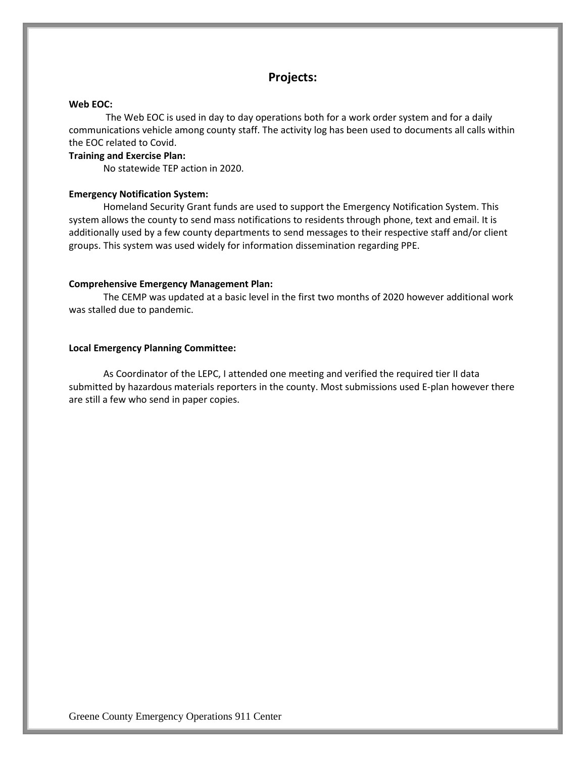## Projects:

**Web EOC:**

The Web EOC is used in day to day operations both for a work order system and for a daily communications vehicle among county staff. The activity log has been used to documents all calls within the EOC related to Covid.

**Training and Exercise Plan:**

No statewide TEP action in 2020.

**Emergency Notification System:**

Homeland Security Grant funds are used to support the Emergency Notification System. This system allows the county to send mass notifications to residents through phone, text and email. It is additionally used by a few county departments to send messages to their respective staff and/or client groups. This system was used widely for information dissemination regarding PPE.

**Comprehensive Emergency Management Plan:**

The CEMP was updated at a basic level in the first two months of 2020 however additional work was stalled due to pandemic.

**Local Emergency Planning Committee:**

As Coordinator of the LEPC, I attended one meeting and verified the required tier II data submitted by hazardous materials reporters in the county. Most submissions used E-plan however there are still a few who send in paper copies.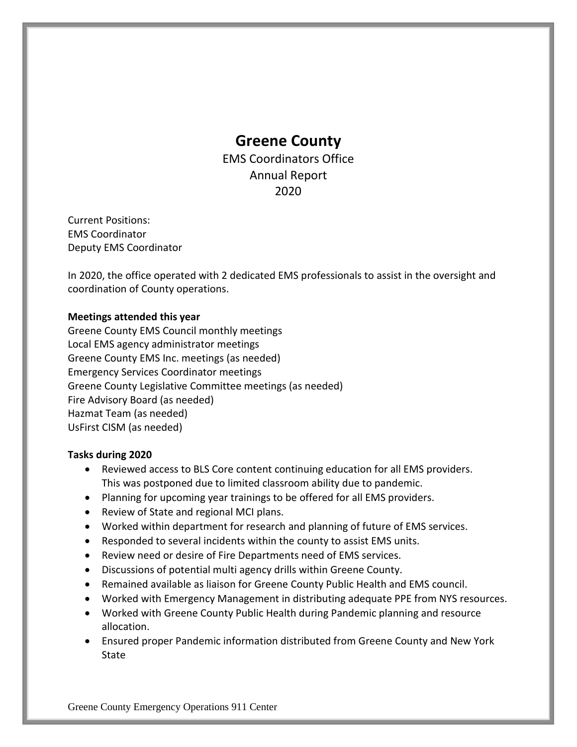# Greene County

EMS Coordinators Office
Annual Report
2020

Current Positions:
EMS Coordinator
Deputy EMS Coordinator

In 2020, the office operated with 2 dedicated EMS professionals to assist in the oversight and coordination of County operations.

**Meetings attended this year**

Greene County EMS Council monthly meetings
Local EMS agency administrator meetings
Greene County EMS Inc. meetings (as needed)
Emergency Services Coordinator meetings
Greene County Legislative Committee meetings (as needed)
Fire Advisory Board (as needed)
Hazmat Team (as needed)
UsFirst CISM (as needed)

**Tasks during 2020**

- Reviewed access to BLS Core content continuing education for all EMS providers. This was postponed due to limited classroom ability due to pandemic.
- Planning for upcoming year trainings to be offered for all EMS providers.
- Review of State and regional MCI plans.
- Worked within department for research and planning of future of EMS services.
- Responded to several incidents within the county to assist EMS units.
- Review need or desire of Fire Departments need of EMS services.
- Discussions of potential multi agency drills within Greene County.
- Remained available as liaison for Greene County Public Health and EMS council.
- Worked with Emergency Management in distributing adequate PPE from NYS resources.
- Worked with Greene County Public Health during Pandemic planning and resource allocation.
- Ensured proper Pandemic information distributed from Greene County and New York State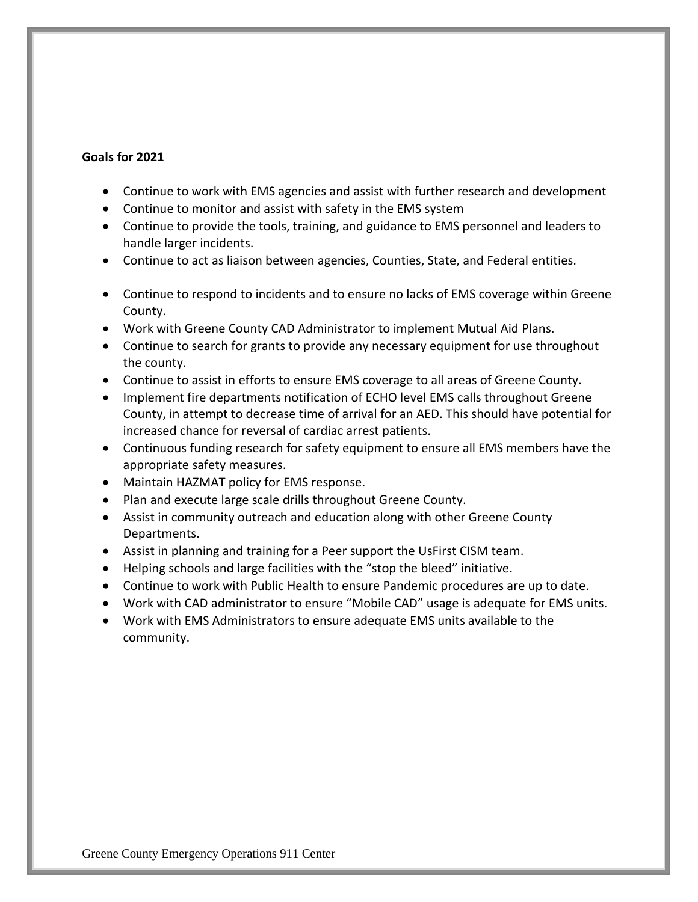**Goals for 2021**

- Continue to work with EMS agencies and assist with further research and development
- Continue to monitor and assist with safety in the EMS system
- Continue to provide the tools, training, and guidance to EMS personnel and leaders to handle larger incidents.
- Continue to act as liaison between agencies, Counties, State, and Federal entities.
- Continue to respond to incidents and to ensure no lacks of EMS coverage within Greene County.
- Work with Greene County CAD Administrator to implement Mutual Aid Plans.
- Continue to search for grants to provide any necessary equipment for use throughout the county.
- Continue to assist in efforts to ensure EMS coverage to all areas of Greene County.
- Implement fire departments notification of ECHO level EMS calls throughout Greene County, in attempt to decrease time of arrival for an AED. This should have potential for increased chance for reversal of cardiac arrest patients.
- Continuous funding research for safety equipment to ensure all EMS members have the appropriate safety measures.
- Maintain HAZMAT policy for EMS response.
- Plan and execute large scale drills throughout Greene County.
- Assist in community outreach and education along with other Greene County Departments.
- Assist in planning and training for a Peer support the UsFirst CISM team.
- Helping schools and large facilities with the "stop the bleed" initiative.
- Continue to work with Public Health to ensure Pandemic procedures are up to date.
- Work with CAD administrator to ensure "Mobile CAD" usage is adequate for EMS units.
- Work with EMS Administrators to ensure adequate EMS units available to the community.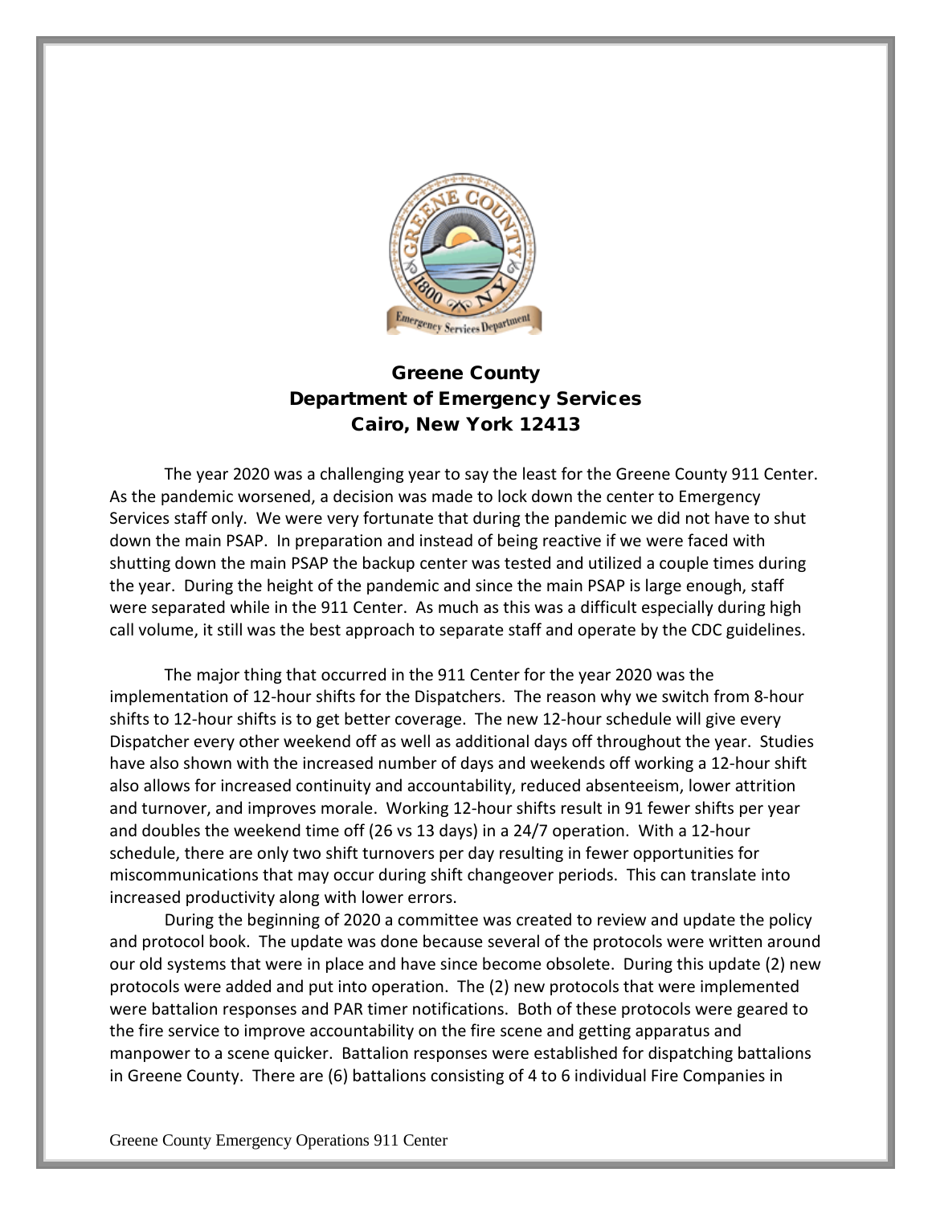## Greene County
## Department of Emergency Services
## Cairo, New York 12413

The year 2020 was a challenging year to say the least for the Greene County 911 Center. As the pandemic worsened, a decision was made to lock down the center to Emergency Services staff only. We were very fortunate that during the pandemic we did not have to shut down the main PSAP. In preparation and instead of being reactive if we were faced with shutting down the main PSAP the backup center was tested and utilized a couple times during the year. During the height of the pandemic and since the main PSAP is large enough, staff were separated while in the 911 Center. As much as this was a difficult especially during high call volume, it still was the best approach to separate staff and operate by the CDC guidelines.

The major thing that occurred in the 911 Center for the year 2020 was the implementation of 12-hour shifts for the Dispatchers. The reason why we switch from 8-hour shifts to 12-hour shifts is to get better coverage. The new 12-hour schedule will give every Dispatcher every other weekend off as well as additional days off throughout the year. Studies have also shown with the increased number of days and weekends off working a 12-hour shift also allows for increased continuity and accountability, reduced absenteeism, lower attrition and turnover, and improves morale. Working 12-hour shifts result in 91 fewer shifts per year and doubles the weekend time off (26 vs 13 days) in a 24/7 operation. With a 12-hour schedule, there are only two shift turnovers per day resulting in fewer opportunities for miscommunications that may occur during shift changeover periods. This can translate into increased productivity along with lower errors.

During the beginning of 2020 a committee was created to review and update the policy and protocol book. The update was done because several of the protocols were written around our old systems that were in place and have since become obsolete. During this update (2) new protocols were added and put into operation. The (2) new protocols that were implemented were battalion responses and PAR timer notifications. Both of these protocols were geared to the fire service to improve accountability on the fire scene and getting apparatus and manpower to a scene quicker. Battalion responses were established for dispatching battalions in Greene County. There are (6) battalions consisting of 4 to 6 individual Fire Companies in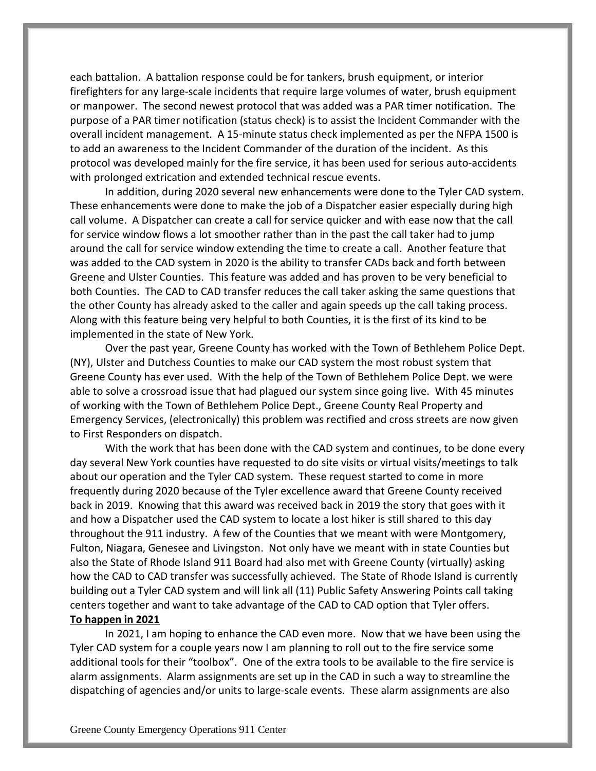each battalion. A battalion response could be for tankers, brush equipment, or interior firefighters for any large-scale incidents that require large volumes of water, brush equipment or manpower. The second newest protocol that was added was a PAR timer notification. The purpose of a PAR timer notification (status check) is to assist the Incident Commander with the overall incident management. A 15-minute status check implemented as per the NFPA 1500 is to add an awareness to the Incident Commander of the duration of the incident. As this protocol was developed mainly for the fire service, it has been used for serious auto-accidents with prolonged extrication and extended technical rescue events.

In addition, during 2020 several new enhancements were done to the Tyler CAD system. These enhancements were done to make the job of a Dispatcher easier especially during high call volume. A Dispatcher can create a call for service quicker and with ease now that the call for service window flows a lot smoother rather than in the past the call taker had to jump around the call for service window extending the time to create a call. Another feature that was added to the CAD system in 2020 is the ability to transfer CADs back and forth between Greene and Ulster Counties. This feature was added and has proven to be very beneficial to both Counties. The CAD to CAD transfer reduces the call taker asking the same questions that the other County has already asked to the caller and again speeds up the call taking process. Along with this feature being very helpful to both Counties, it is the first of its kind to be implemented in the state of New York.

Over the past year, Greene County has worked with the Town of Bethlehem Police Dept. (NY), Ulster and Dutchess Counties to make our CAD system the most robust system that Greene County has ever used. With the help of the Town of Bethlehem Police Dept. we were able to solve a crossroad issue that had plagued our system since going live. With 45 minutes of working with the Town of Bethlehem Police Dept., Greene County Real Property and Emergency Services, (electronically) this problem was rectified and cross streets are now given to First Responders on dispatch.

With the work that has been done with the CAD system and continues, to be done every day several New York counties have requested to do site visits or virtual visits/meetings to talk about our operation and the Tyler CAD system. These request started to come in more frequently during 2020 because of the Tyler excellence award that Greene County received back in 2019. Knowing that this award was received back in 2019 the story that goes with it and how a Dispatcher used the CAD system to locate a lost hiker is still shared to this day throughout the 911 industry. A few of the Counties that we meant with were Montgomery, Fulton, Niagara, Genesee and Livingston. Not only have we meant with in state Counties but also the State of Rhode Island 911 Board had also met with Greene County (virtually) asking how the CAD to CAD transfer was successfully achieved. The State of Rhode Island is currently building out a Tyler CAD system and will link all (11) Public Safety Answering Points call taking centers together and want to take advantage of the CAD to CAD option that Tyler offers.

**To happen in 2021**

In 2021, I am hoping to enhance the CAD even more. Now that we have been using the Tyler CAD system for a couple years now I am planning to roll out to the fire service some additional tools for their "toolbox". One of the extra tools to be available to the fire service is alarm assignments. Alarm assignments are set up in the CAD in such a way to streamline the dispatching of agencies and/or units to large-scale events. These alarm assignments are also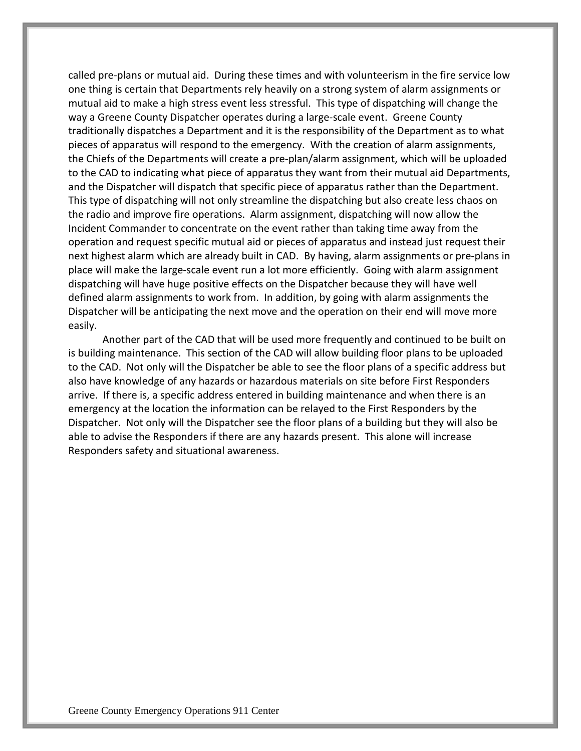called pre-plans or mutual aid. During these times and with volunteerism in the fire service low one thing is certain that Departments rely heavily on a strong system of alarm assignments or mutual aid to make a high stress event less stressful. This type of dispatching will change the way a Greene County Dispatcher operates during a large-scale event. Greene County traditionally dispatches a Department and it is the responsibility of the Department as to what pieces of apparatus will respond to the emergency. With the creation of alarm assignments, the Chiefs of the Departments will create a pre-plan/alarm assignment, which will be uploaded to the CAD to indicating what piece of apparatus they want from their mutual aid Departments, and the Dispatcher will dispatch that specific piece of apparatus rather than the Department. This type of dispatching will not only streamline the dispatching but also create less chaos on the radio and improve fire operations. Alarm assignment, dispatching will now allow the Incident Commander to concentrate on the event rather than taking time away from the operation and request specific mutual aid or pieces of apparatus and instead just request their next highest alarm which are already built in CAD. By having, alarm assignments or pre-plans in place will make the large-scale event run a lot more efficiently. Going with alarm assignment dispatching will have huge positive effects on the Dispatcher because they will have well defined alarm assignments to work from. In addition, by going with alarm assignments the Dispatcher will be anticipating the next move and the operation on their end will move more easily.

Another part of the CAD that will be used more frequently and continued to be built on is building maintenance. This section of the CAD will allow building floor plans to be uploaded to the CAD. Not only will the Dispatcher be able to see the floor plans of a specific address but also have knowledge of any hazards or hazardous materials on site before First Responders arrive. If there is, a specific address entered in building maintenance and when there is an emergency at the location the information can be relayed to the First Responders by the Dispatcher. Not only will the Dispatcher see the floor plans of a building but they will also be able to advise the Responders if there are any hazards present. This alone will increase Responders safety and situational awareness.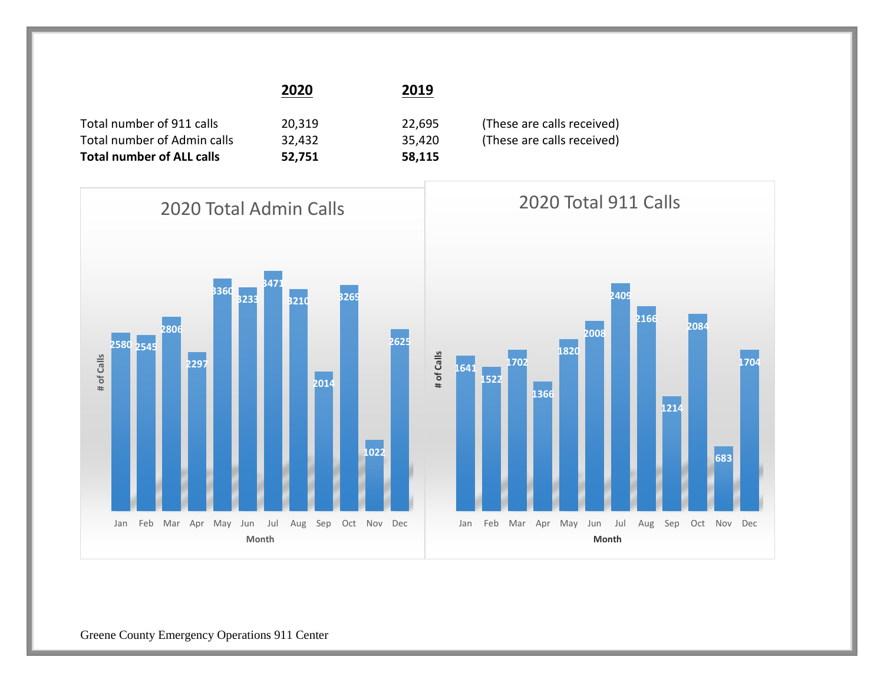| | **2020** | **2019** | |
|---|---|---|---|
| Total number of 911 calls | 20,319 | 22,695 | (These are calls received) |
| Total number of Admin calls | 32,432 | 35,420 | (These are calls received) |
| **Total number of ALL calls** | **52,751** | **58,115** | |

## 2020 Total Admin Calls

| Month | # of Calls |
|---|---|
| Jan | 2580 |
| Feb | 2545 |
| Mar | 2806 |
| Apr | 2297 |
| May | 3360 |
| Jun | 3233 |
| Jul | 3471 |
| Aug | 3210 |
| Sep | 2014 |
| Oct | 3269 |
| Nov | 1022 |
| Dec | 2625 |

## 2020 Total 911 Calls

| Month | # of Calls |
|---|---|
| Jan | 1641 |
| Feb | 1522 |
| Mar | 1702 |
| Apr | 1366 |
| May | 1820 |
| Jun | 2008 |
| Jul | 2409 |
| Aug | 2166 |
| Sep | 1214 |
| Oct | 2084 |
| Nov | 683 |
| Dec | 1704 |

Greene County Emergency Operations 911 Center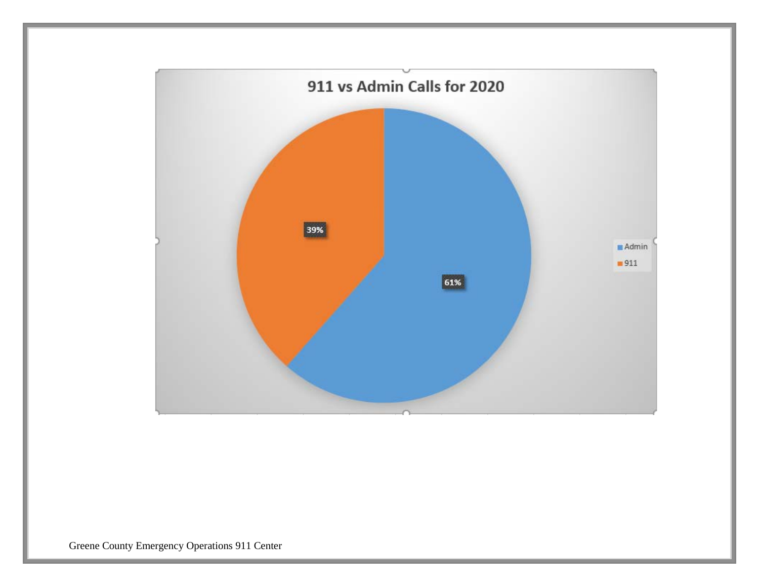911 vs Admin Calls for 2020

| Category | Percentage |
| --- | --- |
| Admin | 61% |
| 911 | 39% |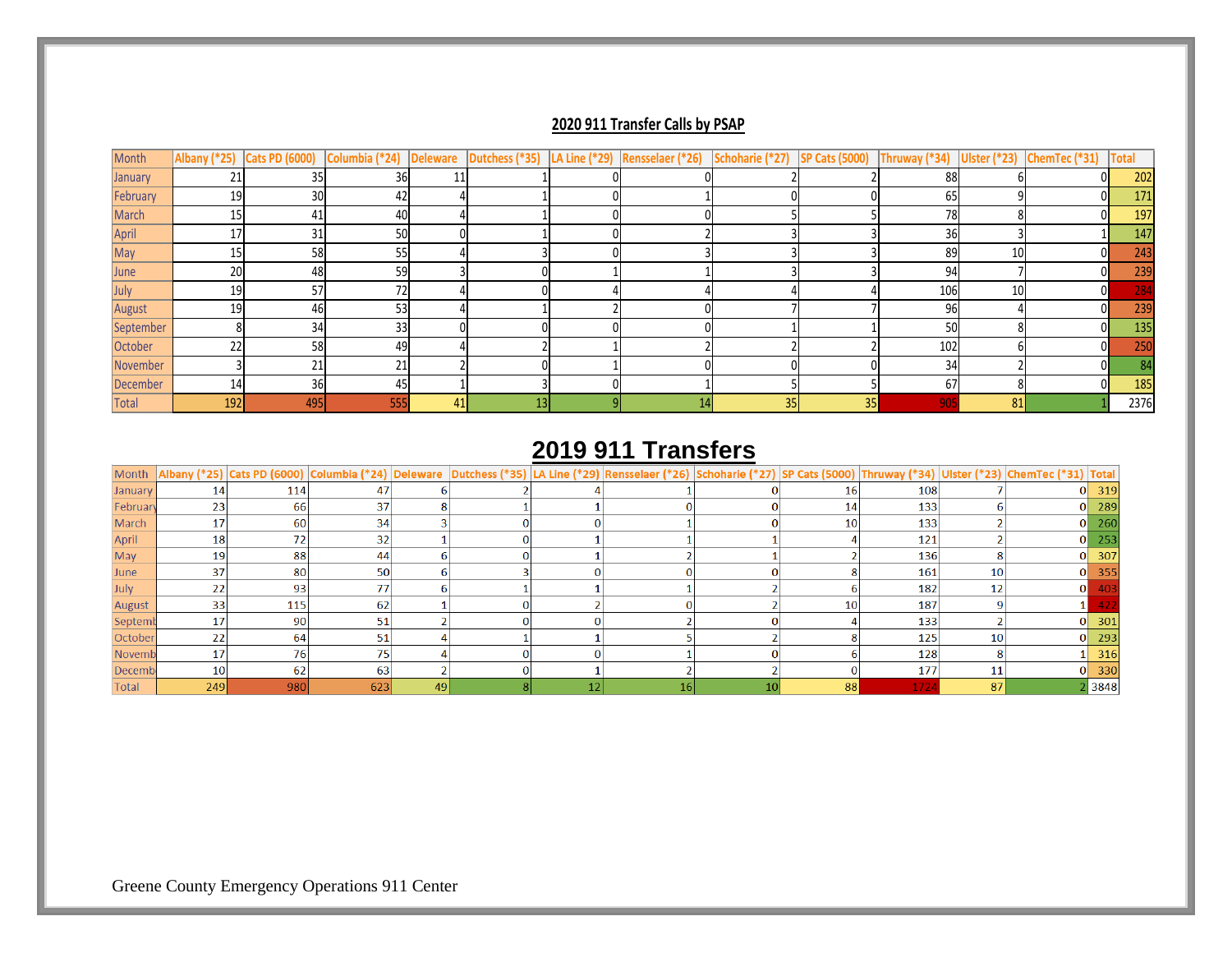## 2020 911 Transfer Calls by PSAP

| Month | Albany (*25) | Cats PD (6000) | Columbia (*24) | Deleware | Dutchess (*35) | LA Line (*29) | Rensselaer (*26) | Schoharie (*27) | SP Cats (5000) | Thruway (*34) | Ulster (*23) | ChemTec (*31) | Total |
|---|---|---|---|---|---|---|---|---|---|---|---|---|---|
| January | 21 | 35 | 36 | 11 | 1 | 0 | 0 | 2 | 2 | 88 | 6 | 0 | 202 |
| February | 19 | 30 | 42 | 4 | 1 | 0 | 1 | 0 | 0 | 65 | 9 | 0 | 171 |
| March | 15 | 41 | 40 | 4 | 1 | 0 | 0 | 5 | 5 | 78 | 8 | 0 | 197 |
| April | 17 | 31 | 50 | 0 | 1 | 0 | 2 | 3 | 3 | 36 | 3 | 1 | 147 |
| May | 15 | 58 | 55 | 4 | 3 | 0 | 3 | 3 | 3 | 89 | 10 | 0 | 243 |
| June | 20 | 48 | 59 | 3 | 0 | 1 | 1 | 3 | 3 | 94 | 7 | 0 | 239 |
| July | 19 | 57 | 72 | 4 | 0 | 4 | 4 | 4 | 4 | 106 | 10 | 0 | 284 |
| August | 19 | 46 | 53 | 4 | 1 | 2 | 0 | 7 | 7 | 96 | 4 | 0 | 239 |
| September | 8 | 34 | 33 | 0 | 0 | 0 | 0 | 1 | 1 | 50 | 8 | 0 | 135 |
| October | 22 | 58 | 49 | 4 | 2 | 1 | 2 | 2 | 2 | 102 | 6 | 0 | 250 |
| November | 3 | 21 | 21 | 2 | 0 | 1 | 0 | 0 | 0 | 34 | 2 | 0 | 84 |
| December | 14 | 36 | 45 | 1 | 3 | 0 | 1 | 5 | 5 | 67 | 8 | 0 | 185 |
| Total | 192 | 495 | 555 | 41 | 13 | 9 | 14 | 35 | 35 | 905 | 81 | 1 | 2376 |

## 2019 911 Transfers

| Month | Albany (*25) | Cats PD (6000) | Columbia (*24) | Deleware | Dutchess (*35) | LA Line (*29) | Rensselaer (*26) | Schoharie (*27) | SP Cats (5000) | Thruway (*34) | Ulster (*23) | ChemTec (*31) | Total |
|---|---|---|---|---|---|---|---|---|---|---|---|---|---|
| January | 14 | 114 | 47 | 6 | 2 | 4 | 1 | 0 | 16 | 108 | 7 | 0 | 319 |
| February | 23 | 66 | 37 | 8 | 1 | 1 | 0 | 0 | 14 | 133 | 6 | 0 | 289 |
| March | 17 | 60 | 34 | 3 | 0 | 0 | 1 | 0 | 10 | 133 | 2 | 0 | 260 |
| April | 18 | 72 | 32 | 1 | 0 | 1 | 1 | 1 | 4 | 121 | 2 | 0 | 253 |
| May | 19 | 88 | 44 | 6 | 0 | 1 | 2 | 1 | 2 | 136 | 8 | 0 | 307 |
| June | 37 | 80 | 50 | 6 | 3 | 0 | 0 | 0 | 8 | 161 | 10 | 0 | 355 |
| July | 22 | 93 | 77 | 6 | 1 | 1 | 1 | 2 | 6 | 182 | 12 | 0 | 403 |
| August | 33 | 115 | 62 | 1 | 0 | 2 | 0 | 2 | 10 | 187 | 9 | 1 | 422 |
| September | 17 | 90 | 51 | 2 | 0 | 0 | 2 | 0 | 4 | 133 | 2 | 0 | 301 |
| October | 22 | 64 | 51 | 4 | 1 | 1 | 5 | 2 | 8 | 125 | 10 | 0 | 293 |
| November | 17 | 76 | 75 | 4 | 0 | 0 | 1 | 0 | 6 | 128 | 8 | 1 | 316 |
| December | 10 | 62 | 63 | 2 | 0 | 1 | 2 | 2 | 0 | 177 | 11 | 0 | 330 |
| Total | 249 | 980 | 623 | 49 | 8 | 12 | 16 | 10 | 88 | 1724 | 87 | 2 | 3848 |

Greene County Emergency Operations 911 Center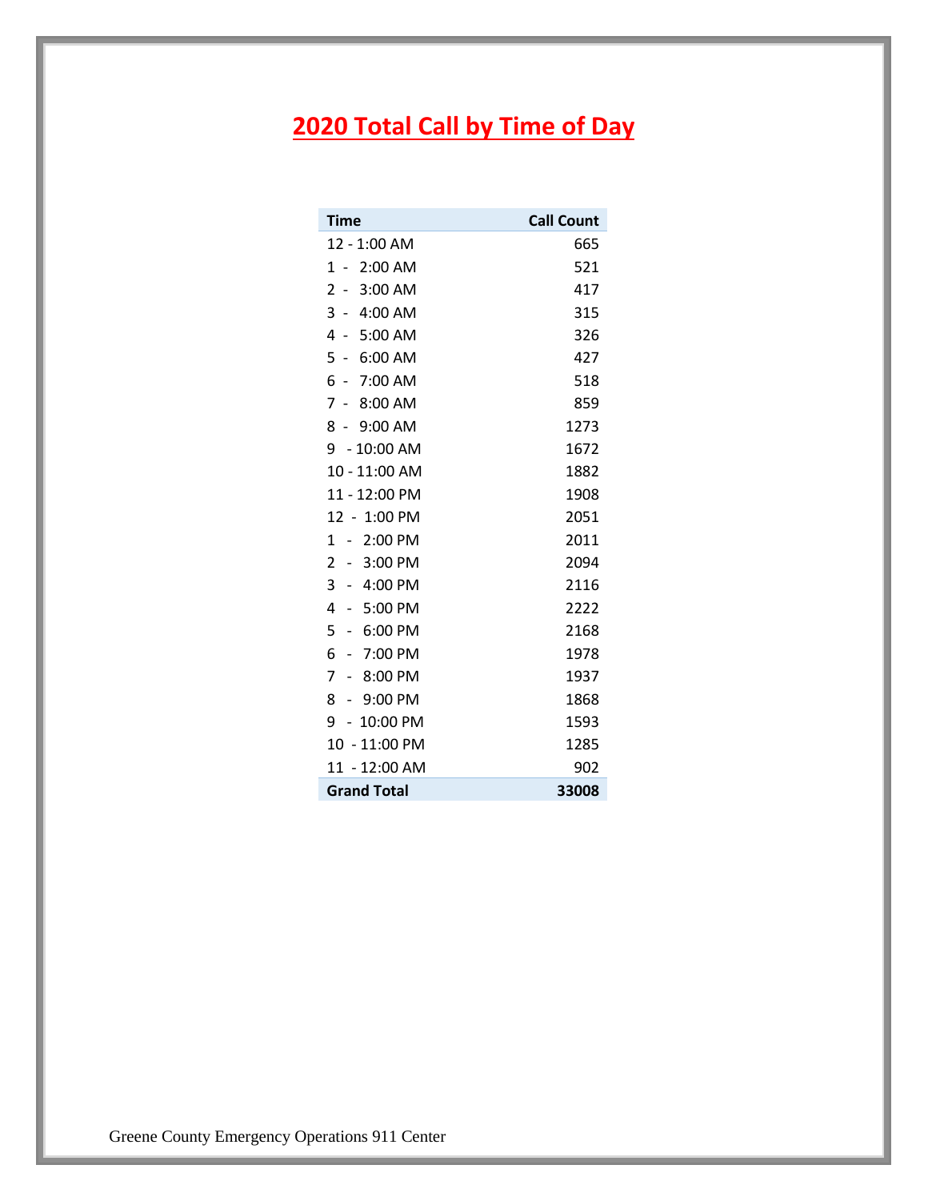# 2020 Total Call by Time of Day

| Time | Call Count |
|---|---|
| 12 - 1:00 AM | 665 |
| 1 - 2:00 AM | 521 |
| 2 - 3:00 AM | 417 |
| 3 - 4:00 AM | 315 |
| 4 - 5:00 AM | 326 |
| 5 - 6:00 AM | 427 |
| 6 - 7:00 AM | 518 |
| 7 - 8:00 AM | 859 |
| 8 - 9:00 AM | 1273 |
| 9 - 10:00 AM | 1672 |
| 10 - 11:00 AM | 1882 |
| 11 - 12:00 PM | 1908 |
| 12 - 1:00 PM | 2051 |
| 1 - 2:00 PM | 2011 |
| 2 - 3:00 PM | 2094 |
| 3 - 4:00 PM | 2116 |
| 4 - 5:00 PM | 2222 |
| 5 - 6:00 PM | 2168 |
| 6 - 7:00 PM | 1978 |
| 7 - 8:00 PM | 1937 |
| 8 - 9:00 PM | 1868 |
| 9 - 10:00 PM | 1593 |
| 10 - 11:00 PM | 1285 |
| 11 - 12:00 AM | 902 |
| **Grand Total** | **33008** |

Greene County Emergency Operations 911 Center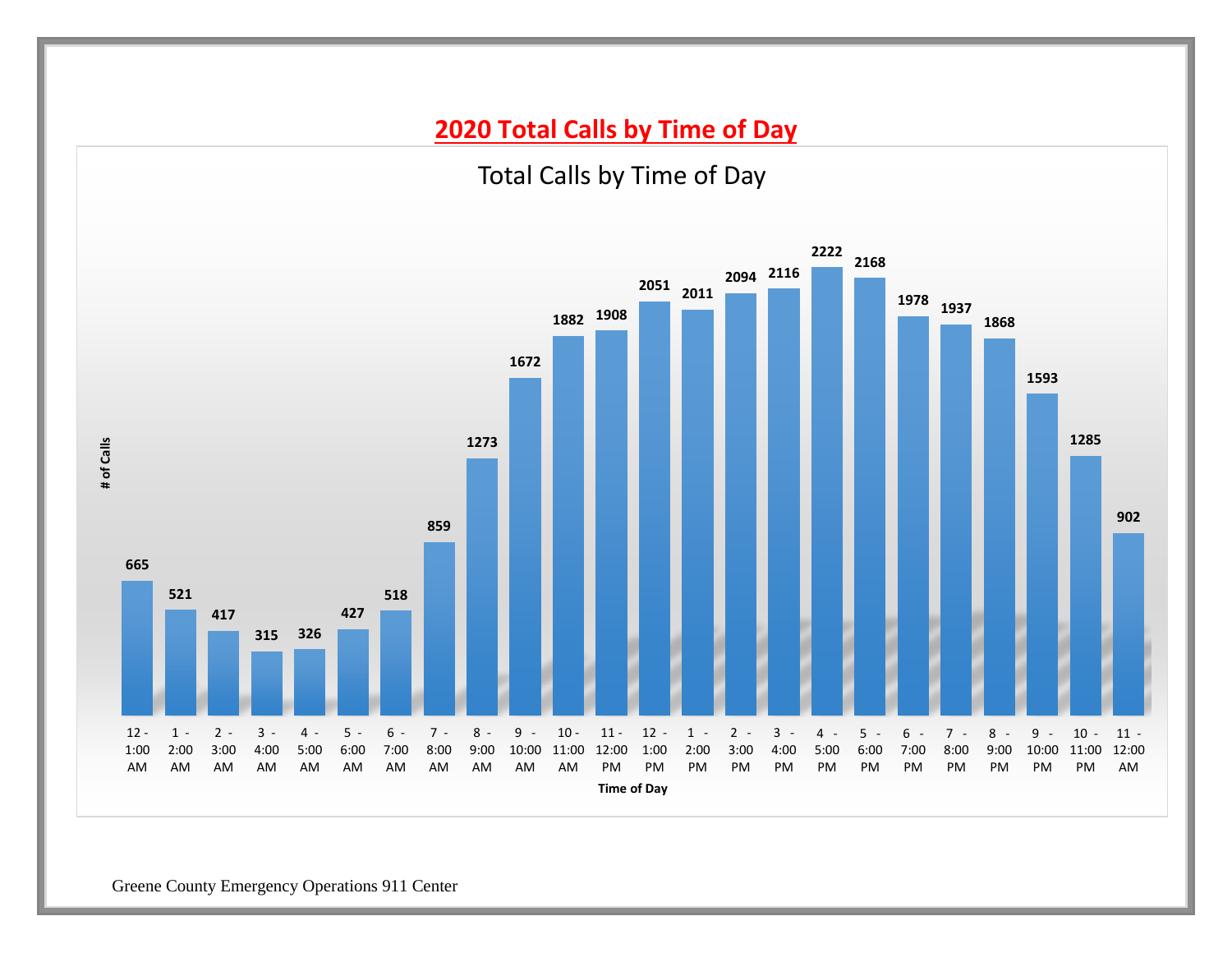# 2020 Total Calls by Time of Day

Total Calls by Time of Day

| Time of Day | # of Calls |
|---|---|
| 12 - 1:00 AM | 665 |
| 1 - 2:00 AM | 521 |
| 2 - 3:00 AM | 417 |
| 3 - 4:00 AM | 315 |
| 4 - 5:00 AM | 326 |
| 5 - 6:00 AM | 427 |
| 6 - 7:00 AM | 518 |
| 7 - 8:00 AM | 859 |
| 8 - 9:00 AM | 1273 |
| 9 - 10:00 AM | 1672 |
| 10 - 11:00 AM | 1882 |
| 11 - 12:00 PM | 1908 |
| 12 - 1:00 PM | 2051 |
| 1 - 2:00 PM | 2011 |
| 2 - 3:00 PM | 2094 |
| 3 - 4:00 PM | 2116 |
| 4 - 5:00 PM | 2222 |
| 5 - 6:00 PM | 2168 |
| 6 - 7:00 PM | 1978 |
| 7 - 8:00 PM | 1937 |
| 8 - 9:00 PM | 1868 |
| 9 - 10:00 PM | 1593 |
| 10 - 11:00 PM | 1285 |
| 11 - 12:00 AM | 902 |

Greene County Emergency Operations 911 Center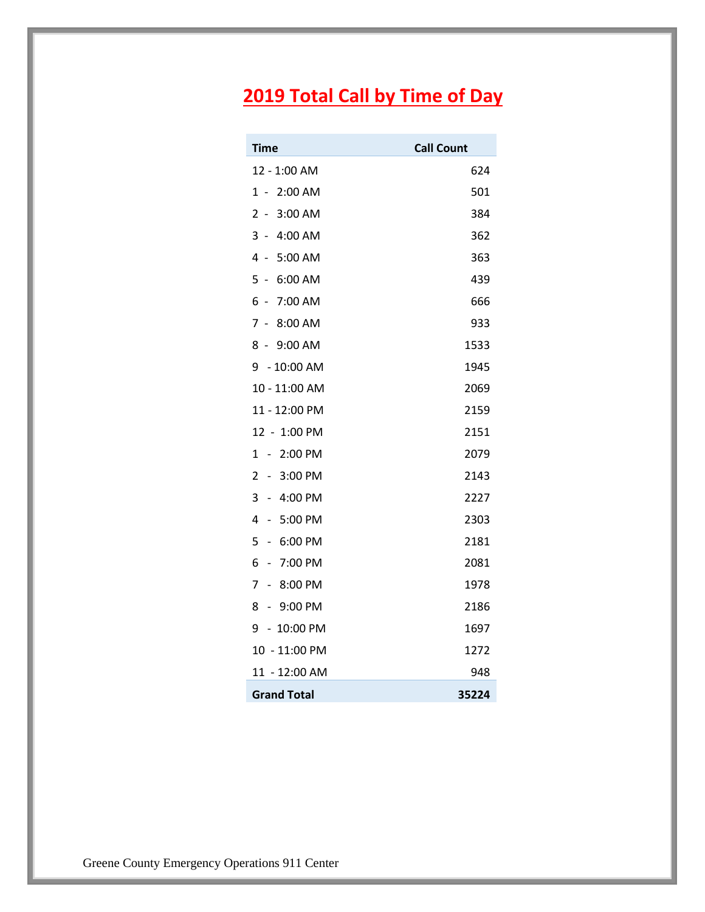# 2019 Total Call by Time of Day

| Time | Call Count |
|---|---|
| 12 - 1:00 AM | 624 |
| 1 - 2:00 AM | 501 |
| 2 - 3:00 AM | 384 |
| 3 - 4:00 AM | 362 |
| 4 - 5:00 AM | 363 |
| 5 - 6:00 AM | 439 |
| 6 - 7:00 AM | 666 |
| 7 - 8:00 AM | 933 |
| 8 - 9:00 AM | 1533 |
| 9 - 10:00 AM | 1945 |
| 10 - 11:00 AM | 2069 |
| 11 - 12:00 PM | 2159 |
| 12 - 1:00 PM | 2151 |
| 1 - 2:00 PM | 2079 |
| 2 - 3:00 PM | 2143 |
| 3 - 4:00 PM | 2227 |
| 4 - 5:00 PM | 2303 |
| 5 - 6:00 PM | 2181 |
| 6 - 7:00 PM | 2081 |
| 7 - 8:00 PM | 1978 |
| 8 - 9:00 PM | 2186 |
| 9 - 10:00 PM | 1697 |
| 10 - 11:00 PM | 1272 |
| 11 - 12:00 AM | 948 |
| **Grand Total** | **35224** |

Greene County Emergency Operations 911 Center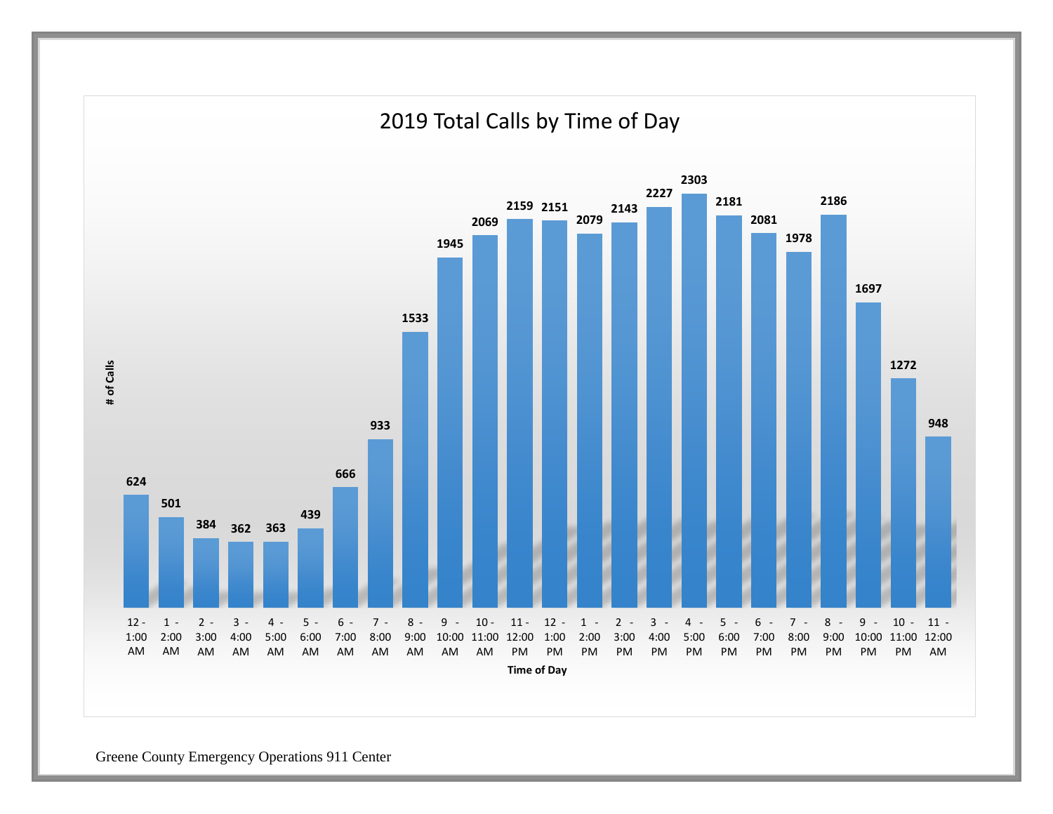## 2019 Total Calls by Time of Day

| Time of Day | # of Calls |
|---|---|
| 12 - 1:00 AM | 624 |
| 1 - 2:00 AM | 501 |
| 2 - 3:00 AM | 384 |
| 3 - 4:00 AM | 362 |
| 4 - 5:00 AM | 363 |
| 5 - 6:00 AM | 439 |
| 6 - 7:00 AM | 666 |
| 7 - 8:00 AM | 933 |
| 8 - 9:00 AM | 1533 |
| 9 - 10:00 AM | 1945 |
| 10 - 11:00 AM | 2069 |
| 11 - 12:00 PM | 2159 |
| 12 - 1:00 PM | 2151 |
| 1 - 2:00 PM | 2079 |
| 2 - 3:00 PM | 2143 |
| 3 - 4:00 PM | 2227 |
| 4 - 5:00 PM | 2303 |
| 5 - 6:00 PM | 2181 |
| 6 - 7:00 PM | 2081 |
| 7 - 8:00 PM | 1978 |
| 8 - 9:00 PM | 2186 |
| 9 - 10:00 PM | 1697 |
| 10 - 11:00 PM | 1272 |
| 11 - 12:00 AM | 948 |

Greene County Emergency Operations 911 Center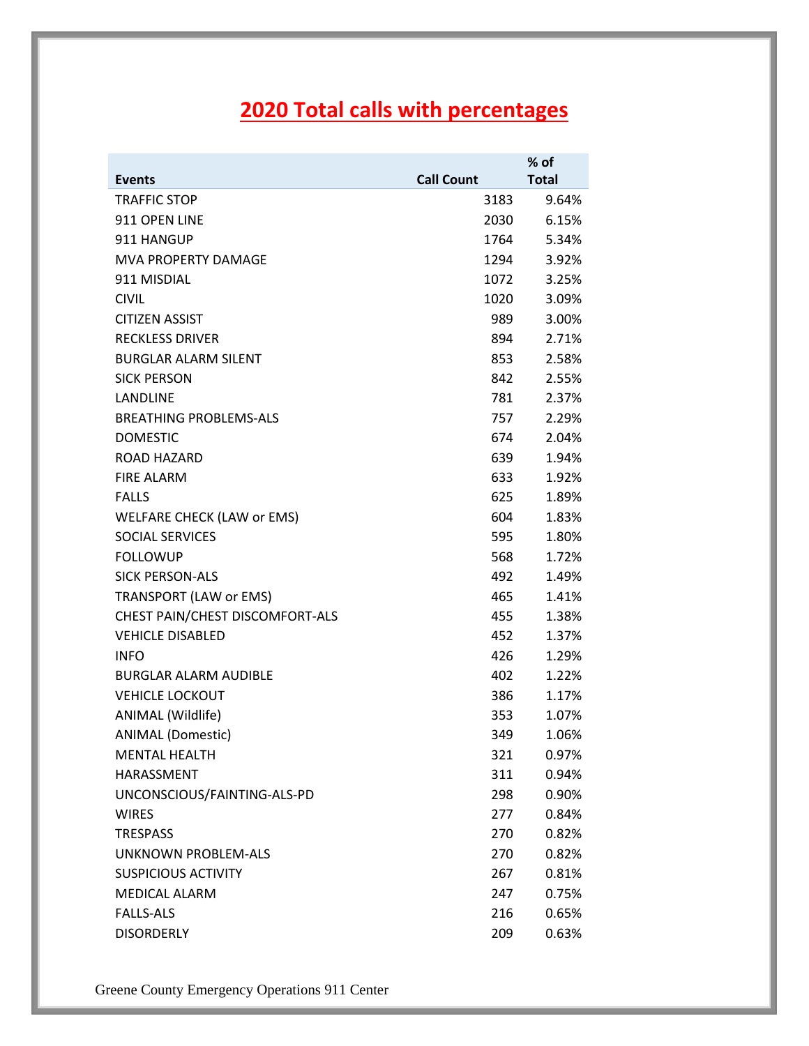# 2020 Total calls with percentages

| Events | Call Count | % of Total |
|---|---|---|
| TRAFFIC STOP | 3183 | 9.64% |
| 911 OPEN LINE | 2030 | 6.15% |
| 911 HANGUP | 1764 | 5.34% |
| MVA PROPERTY DAMAGE | 1294 | 3.92% |
| 911 MISDIAL | 1072 | 3.25% |
| CIVIL | 1020 | 3.09% |
| CITIZEN ASSIST | 989 | 3.00% |
| RECKLESS DRIVER | 894 | 2.71% |
| BURGLAR ALARM SILENT | 853 | 2.58% |
| SICK PERSON | 842 | 2.55% |
| LANDLINE | 781 | 2.37% |
| BREATHING PROBLEMS-ALS | 757 | 2.29% |
| DOMESTIC | 674 | 2.04% |
| ROAD HAZARD | 639 | 1.94% |
| FIRE ALARM | 633 | 1.92% |
| FALLS | 625 | 1.89% |
| WELFARE CHECK (LAW or EMS) | 604 | 1.83% |
| SOCIAL SERVICES | 595 | 1.80% |
| FOLLOWUP | 568 | 1.72% |
| SICK PERSON-ALS | 492 | 1.49% |
| TRANSPORT (LAW or EMS) | 465 | 1.41% |
| CHEST PAIN/CHEST DISCOMFORT-ALS | 455 | 1.38% |
| VEHICLE DISABLED | 452 | 1.37% |
| INFO | 426 | 1.29% |
| BURGLAR ALARM AUDIBLE | 402 | 1.22% |
| VEHICLE LOCKOUT | 386 | 1.17% |
| ANIMAL (Wildlife) | 353 | 1.07% |
| ANIMAL (Domestic) | 349 | 1.06% |
| MENTAL HEALTH | 321 | 0.97% |
| HARASSMENT | 311 | 0.94% |
| UNCONSCIOUS/FAINTING-ALS-PD | 298 | 0.90% |
| WIRES | 277 | 0.84% |
| TRESPASS | 270 | 0.82% |
| UNKNOWN PROBLEM-ALS | 270 | 0.82% |
| SUSPICIOUS ACTIVITY | 267 | 0.81% |
| MEDICAL ALARM | 247 | 0.75% |
| FALLS-ALS | 216 | 0.65% |
| DISORDERLY | 209 | 0.63% |

Greene County Emergency Operations 911 Center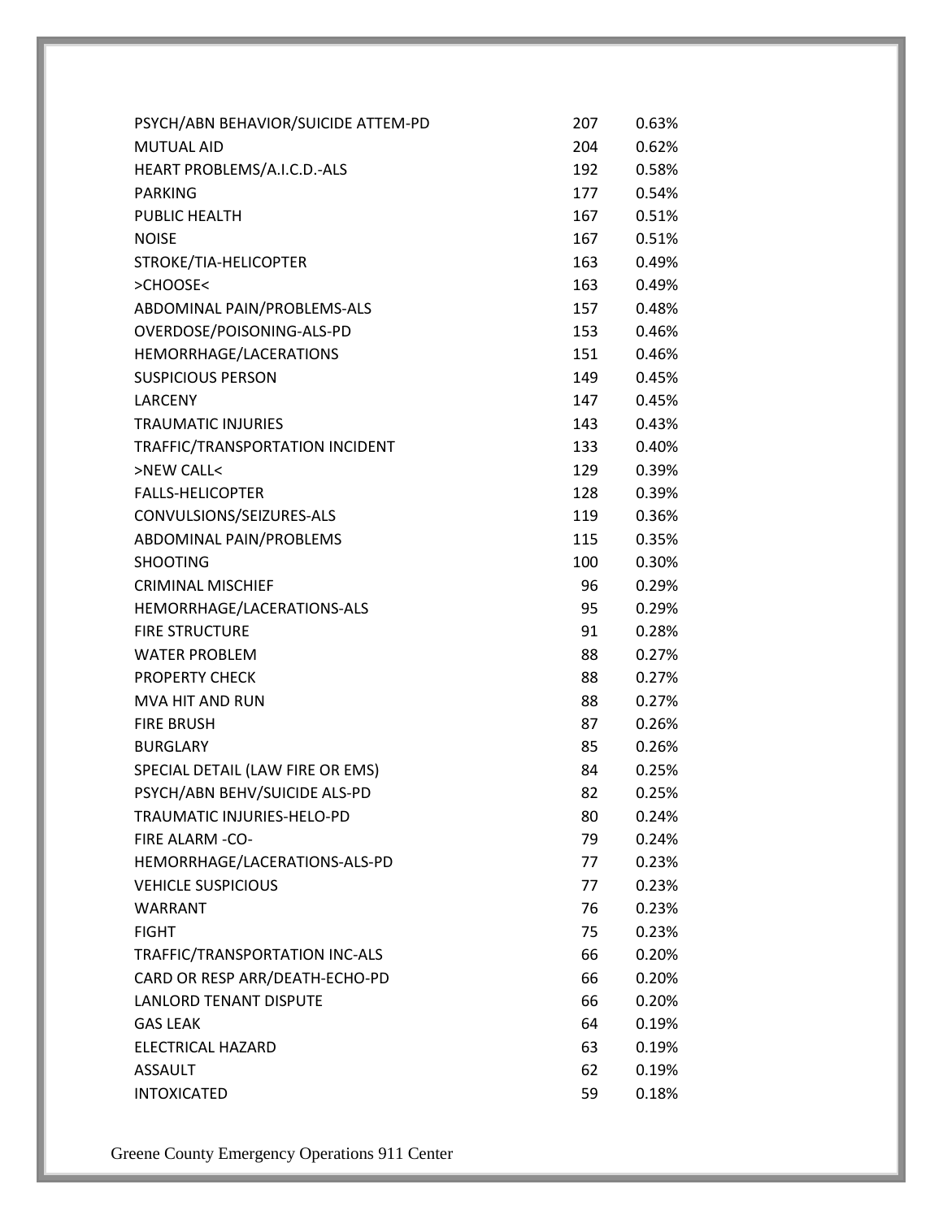| | | |
|---|---|---|
| PSYCH/ABN BEHAVIOR/SUICIDE ATTEM-PD | 207 | 0.63% |
| MUTUAL AID | 204 | 0.62% |
| HEART PROBLEMS/A.I.C.D.-ALS | 192 | 0.58% |
| PARKING | 177 | 0.54% |
| PUBLIC HEALTH | 167 | 0.51% |
| NOISE | 167 | 0.51% |
| STROKE/TIA-HELICOPTER | 163 | 0.49% |
| >CHOOSE< | 163 | 0.49% |
| ABDOMINAL PAIN/PROBLEMS-ALS | 157 | 0.48% |
| OVERDOSE/POISONING-ALS-PD | 153 | 0.46% |
| HEMORRHAGE/LACERATIONS | 151 | 0.46% |
| SUSPICIOUS PERSON | 149 | 0.45% |
| LARCENY | 147 | 0.45% |
| TRAUMATIC INJURIES | 143 | 0.43% |
| TRAFFIC/TRANSPORTATION INCIDENT | 133 | 0.40% |
| >NEW CALL< | 129 | 0.39% |
| FALLS-HELICOPTER | 128 | 0.39% |
| CONVULSIONS/SEIZURES-ALS | 119 | 0.36% |
| ABDOMINAL PAIN/PROBLEMS | 115 | 0.35% |
| SHOOTING | 100 | 0.30% |
| CRIMINAL MISCHIEF | 96 | 0.29% |
| HEMORRHAGE/LACERATIONS-ALS | 95 | 0.29% |
| FIRE STRUCTURE | 91 | 0.28% |
| WATER PROBLEM | 88 | 0.27% |
| PROPERTY CHECK | 88 | 0.27% |
| MVA HIT AND RUN | 88 | 0.27% |
| FIRE BRUSH | 87 | 0.26% |
| BURGLARY | 85 | 0.26% |
| SPECIAL DETAIL (LAW FIRE OR EMS) | 84 | 0.25% |
| PSYCH/ABN BEHV/SUICIDE ALS-PD | 82 | 0.25% |
| TRAUMATIC INJURIES-HELO-PD | 80 | 0.24% |
| FIRE ALARM -CO- | 79 | 0.24% |
| HEMORRHAGE/LACERATIONS-ALS-PD | 77 | 0.23% |
| VEHICLE SUSPICIOUS | 77 | 0.23% |
| WARRANT | 76 | 0.23% |
| FIGHT | 75 | 0.23% |
| TRAFFIC/TRANSPORTATION INC-ALS | 66 | 0.20% |
| CARD OR RESP ARR/DEATH-ECHO-PD | 66 | 0.20% |
| LANLORD TENANT DISPUTE | 66 | 0.20% |
| GAS LEAK | 64 | 0.19% |
| ELECTRICAL HAZARD | 63 | 0.19% |
| ASSAULT | 62 | 0.19% |
| INTOXICATED | 59 | 0.18% |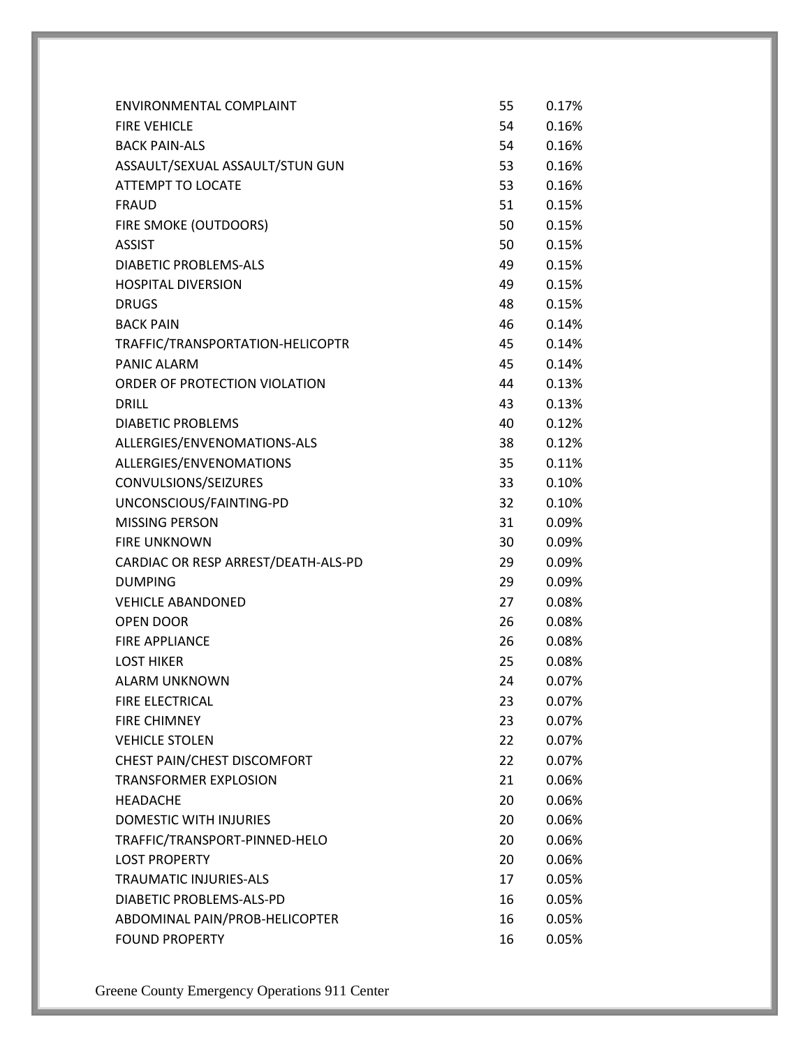| | | |
|---|---|---|
| ENVIRONMENTAL COMPLAINT | 55 | 0.17% |
| FIRE VEHICLE | 54 | 0.16% |
| BACK PAIN-ALS | 54 | 0.16% |
| ASSAULT/SEXUAL ASSAULT/STUN GUN | 53 | 0.16% |
| ATTEMPT TO LOCATE | 53 | 0.16% |
| FRAUD | 51 | 0.15% |
| FIRE SMOKE (OUTDOORS) | 50 | 0.15% |
| ASSIST | 50 | 0.15% |
| DIABETIC PROBLEMS-ALS | 49 | 0.15% |
| HOSPITAL DIVERSION | 49 | 0.15% |
| DRUGS | 48 | 0.15% |
| BACK PAIN | 46 | 0.14% |
| TRAFFIC/TRANSPORTATION-HELICOPTR | 45 | 0.14% |
| PANIC ALARM | 45 | 0.14% |
| ORDER OF PROTECTION VIOLATION | 44 | 0.13% |
| DRILL | 43 | 0.13% |
| DIABETIC PROBLEMS | 40 | 0.12% |
| ALLERGIES/ENVENOMATIONS-ALS | 38 | 0.12% |
| ALLERGIES/ENVENOMATIONS | 35 | 0.11% |
| CONVULSIONS/SEIZURES | 33 | 0.10% |
| UNCONSCIOUS/FAINTING-PD | 32 | 0.10% |
| MISSING PERSON | 31 | 0.09% |
| FIRE UNKNOWN | 30 | 0.09% |
| CARDIAC OR RESP ARREST/DEATH-ALS-PD | 29 | 0.09% |
| DUMPING | 29 | 0.09% |
| VEHICLE ABANDONED | 27 | 0.08% |
| OPEN DOOR | 26 | 0.08% |
| FIRE APPLIANCE | 26 | 0.08% |
| LOST HIKER | 25 | 0.08% |
| ALARM UNKNOWN | 24 | 0.07% |
| FIRE ELECTRICAL | 23 | 0.07% |
| FIRE CHIMNEY | 23 | 0.07% |
| VEHICLE STOLEN | 22 | 0.07% |
| CHEST PAIN/CHEST DISCOMFORT | 22 | 0.07% |
| TRANSFORMER EXPLOSION | 21 | 0.06% |
| HEADACHE | 20 | 0.06% |
| DOMESTIC WITH INJURIES | 20 | 0.06% |
| TRAFFIC/TRANSPORT-PINNED-HELO | 20 | 0.06% |
| LOST PROPERTY | 20 | 0.06% |
| TRAUMATIC INJURIES-ALS | 17 | 0.05% |
| DIABETIC PROBLEMS-ALS-PD | 16 | 0.05% |
| ABDOMINAL PAIN/PROB-HELICOPTER | 16 | 0.05% |
| FOUND PROPERTY | 16 | 0.05% |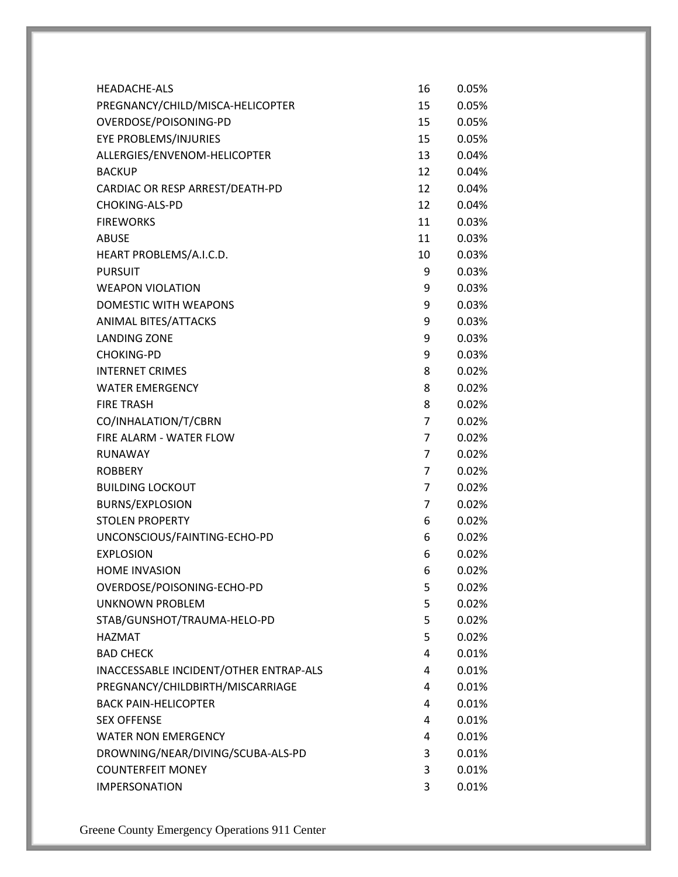| | | |
|---|---|---|
| HEADACHE-ALS | 16 | 0.05% |
| PREGNANCY/CHILD/MISCA-HELICOPTER | 15 | 0.05% |
| OVERDOSE/POISONING-PD | 15 | 0.05% |
| EYE PROBLEMS/INJURIES | 15 | 0.05% |
| ALLERGIES/ENVENOM-HELICOPTER | 13 | 0.04% |
| BACKUP | 12 | 0.04% |
| CARDIAC OR RESP ARREST/DEATH-PD | 12 | 0.04% |
| CHOKING-ALS-PD | 12 | 0.04% |
| FIREWORKS | 11 | 0.03% |
| ABUSE | 11 | 0.03% |
| HEART PROBLEMS/A.I.C.D. | 10 | 0.03% |
| PURSUIT | 9 | 0.03% |
| WEAPON VIOLATION | 9 | 0.03% |
| DOMESTIC WITH WEAPONS | 9 | 0.03% |
| ANIMAL BITES/ATTACKS | 9 | 0.03% |
| LANDING ZONE | 9 | 0.03% |
| CHOKING-PD | 9 | 0.03% |
| INTERNET CRIMES | 8 | 0.02% |
| WATER EMERGENCY | 8 | 0.02% |
| FIRE TRASH | 8 | 0.02% |
| CO/INHALATION/T/CBRN | 7 | 0.02% |
| FIRE ALARM - WATER FLOW | 7 | 0.02% |
| RUNAWAY | 7 | 0.02% |
| ROBBERY | 7 | 0.02% |
| BUILDING LOCKOUT | 7 | 0.02% |
| BURNS/EXPLOSION | 7 | 0.02% |
| STOLEN PROPERTY | 6 | 0.02% |
| UNCONSCIOUS/FAINTING-ECHO-PD | 6 | 0.02% |
| EXPLOSION | 6 | 0.02% |
| HOME INVASION | 6 | 0.02% |
| OVERDOSE/POISONING-ECHO-PD | 5 | 0.02% |
| UNKNOWN PROBLEM | 5 | 0.02% |
| STAB/GUNSHOT/TRAUMA-HELO-PD | 5 | 0.02% |
| HAZMAT | 5 | 0.02% |
| BAD CHECK | 4 | 0.01% |
| INACCESSABLE INCIDENT/OTHER ENTRAP-ALS | 4 | 0.01% |
| PREGNANCY/CHILDBIRTH/MISCARRIAGE | 4 | 0.01% |
| BACK PAIN-HELICOPTER | 4 | 0.01% |
| SEX OFFENSE | 4 | 0.01% |
| WATER NON EMERGENCY | 4 | 0.01% |
| DROWNING/NEAR/DIVING/SCUBA-ALS-PD | 3 | 0.01% |
| COUNTERFEIT MONEY | 3 | 0.01% |
| IMPERSONATION | 3 | 0.01% |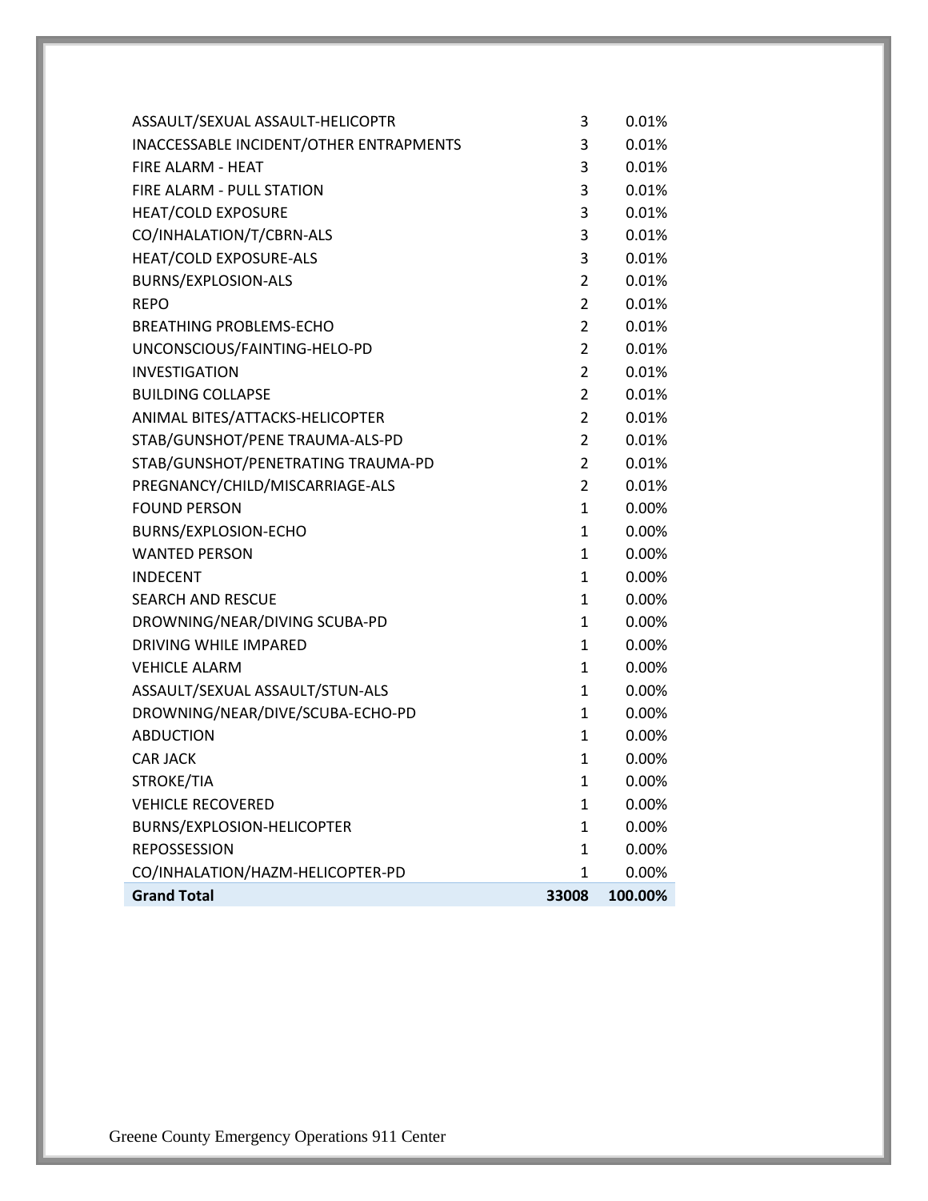| | | |
|---|---|---|
| ASSAULT/SEXUAL ASSAULT-HELICOPTR | 3 | 0.01% |
| INACCESSABLE INCIDENT/OTHER ENTRAPMENTS | 3 | 0.01% |
| FIRE ALARM - HEAT | 3 | 0.01% |
| FIRE ALARM - PULL STATION | 3 | 0.01% |
| HEAT/COLD EXPOSURE | 3 | 0.01% |
| CO/INHALATION/T/CBRN-ALS | 3 | 0.01% |
| HEAT/COLD EXPOSURE-ALS | 3 | 0.01% |
| BURNS/EXPLOSION-ALS | 2 | 0.01% |
| REPO | 2 | 0.01% |
| BREATHING PROBLEMS-ECHO | 2 | 0.01% |
| UNCONSCIOUS/FAINTING-HELO-PD | 2 | 0.01% |
| INVESTIGATION | 2 | 0.01% |
| BUILDING COLLAPSE | 2 | 0.01% |
| ANIMAL BITES/ATTACKS-HELICOPTER | 2 | 0.01% |
| STAB/GUNSHOT/PENE TRAUMA-ALS-PD | 2 | 0.01% |
| STAB/GUNSHOT/PENETRATING TRAUMA-PD | 2 | 0.01% |
| PREGNANCY/CHILD/MISCARRIAGE-ALS | 2 | 0.01% |
| FOUND PERSON | 1 | 0.00% |
| BURNS/EXPLOSION-ECHO | 1 | 0.00% |
| WANTED PERSON | 1 | 0.00% |
| INDECENT | 1 | 0.00% |
| SEARCH AND RESCUE | 1 | 0.00% |
| DROWNING/NEAR/DIVING SCUBA-PD | 1 | 0.00% |
| DRIVING WHILE IMPARED | 1 | 0.00% |
| VEHICLE ALARM | 1 | 0.00% |
| ASSAULT/SEXUAL ASSAULT/STUN-ALS | 1 | 0.00% |
| DROWNING/NEAR/DIVE/SCUBA-ECHO-PD | 1 | 0.00% |
| ABDUCTION | 1 | 0.00% |
| CAR JACK | 1 | 0.00% |
| STROKE/TIA | 1 | 0.00% |
| VEHICLE RECOVERED | 1 | 0.00% |
| BURNS/EXPLOSION-HELICOPTER | 1 | 0.00% |
| REPOSSESSION | 1 | 0.00% |
| CO/INHALATION/HAZM-HELICOPTER-PD | 1 | 0.00% |
| **Grand Total** | **33008** | **100.00%** |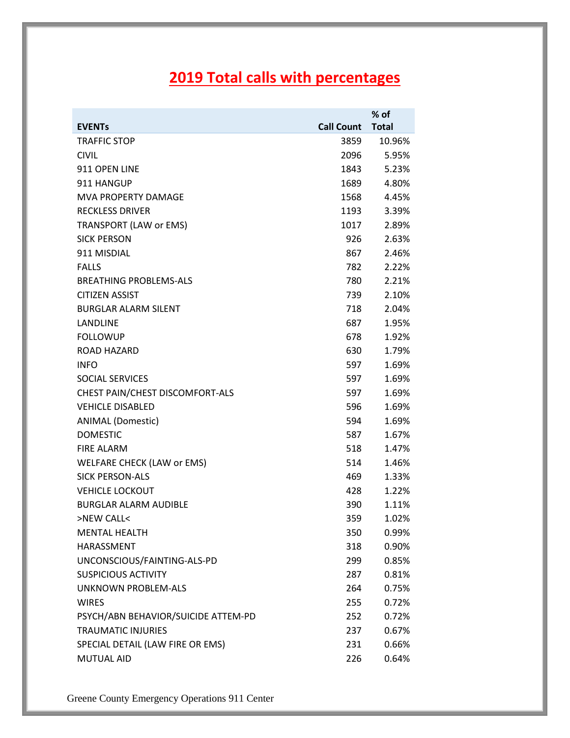# 2019 Total calls with percentages

| EVENTs | Call Count | % of Total |
|---|---|---|
| TRAFFIC STOP | 3859 | 10.96% |
| CIVIL | 2096 | 5.95% |
| 911 OPEN LINE | 1843 | 5.23% |
| 911 HANGUP | 1689 | 4.80% |
| MVA PROPERTY DAMAGE | 1568 | 4.45% |
| RECKLESS DRIVER | 1193 | 3.39% |
| TRANSPORT (LAW or EMS) | 1017 | 2.89% |
| SICK PERSON | 926 | 2.63% |
| 911 MISDIAL | 867 | 2.46% |
| FALLS | 782 | 2.22% |
| BREATHING PROBLEMS-ALS | 780 | 2.21% |
| CITIZEN ASSIST | 739 | 2.10% |
| BURGLAR ALARM SILENT | 718 | 2.04% |
| LANDLINE | 687 | 1.95% |
| FOLLOWUP | 678 | 1.92% |
| ROAD HAZARD | 630 | 1.79% |
| INFO | 597 | 1.69% |
| SOCIAL SERVICES | 597 | 1.69% |
| CHEST PAIN/CHEST DISCOMFORT-ALS | 597 | 1.69% |
| VEHICLE DISABLED | 596 | 1.69% |
| ANIMAL (Domestic) | 594 | 1.69% |
| DOMESTIC | 587 | 1.67% |
| FIRE ALARM | 518 | 1.47% |
| WELFARE CHECK (LAW or EMS) | 514 | 1.46% |
| SICK PERSON-ALS | 469 | 1.33% |
| VEHICLE LOCKOUT | 428 | 1.22% |
| BURGLAR ALARM AUDIBLE | 390 | 1.11% |
| >NEW CALL< | 359 | 1.02% |
| MENTAL HEALTH | 350 | 0.99% |
| HARASSMENT | 318 | 0.90% |
| UNCONSCIOUS/FAINTING-ALS-PD | 299 | 0.85% |
| SUSPICIOUS ACTIVITY | 287 | 0.81% |
| UNKNOWN PROBLEM-ALS | 264 | 0.75% |
| WIRES | 255 | 0.72% |
| PSYCH/ABN BEHAVIOR/SUICIDE ATTEM-PD | 252 | 0.72% |
| TRAUMATIC INJURIES | 237 | 0.67% |
| SPECIAL DETAIL (LAW FIRE OR EMS) | 231 | 0.66% |
| MUTUAL AID | 226 | 0.64% |

Greene County Emergency Operations 911 Center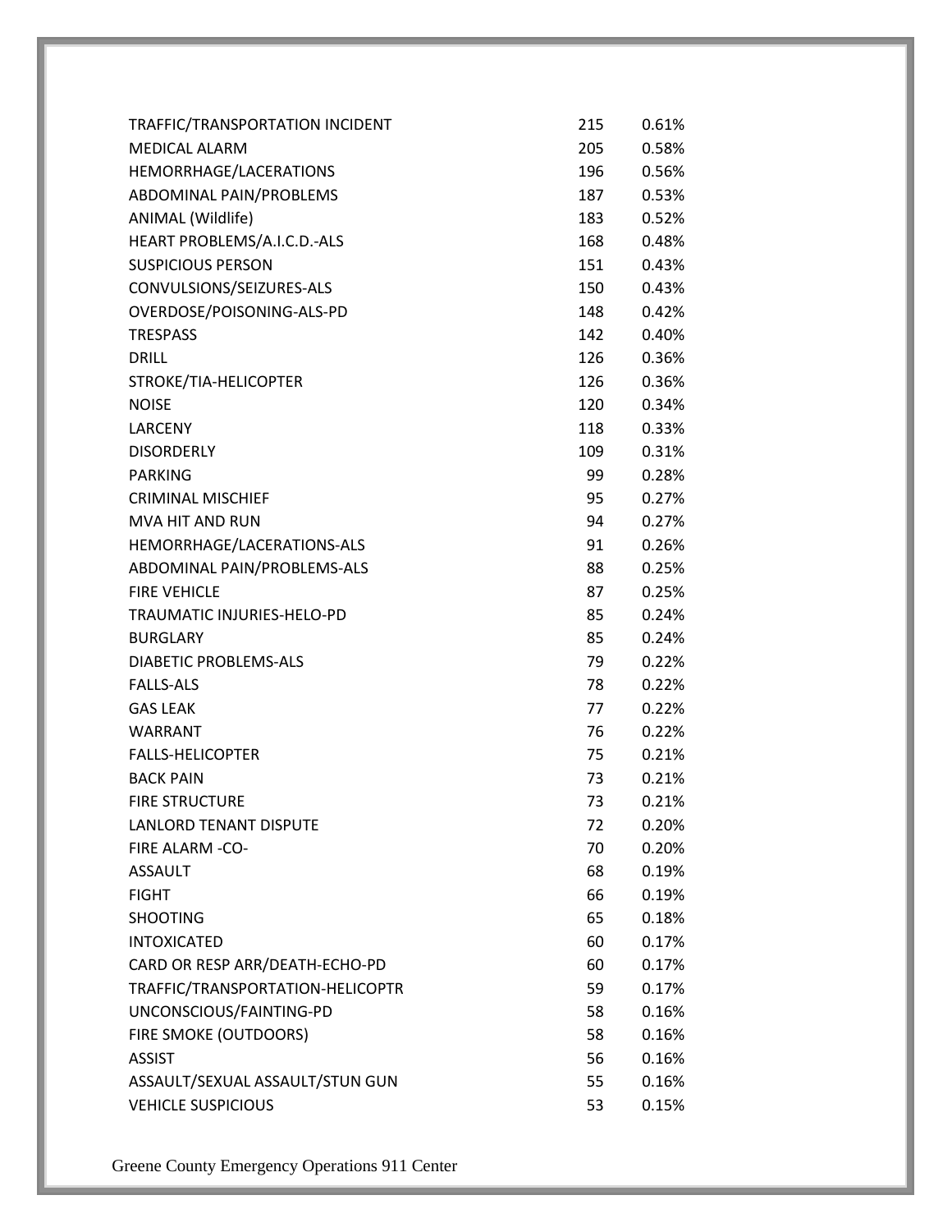| | | |
|---|---|---|
| TRAFFIC/TRANSPORTATION INCIDENT | 215 | 0.61% |
| MEDICAL ALARM | 205 | 0.58% |
| HEMORRHAGE/LACERATIONS | 196 | 0.56% |
| ABDOMINAL PAIN/PROBLEMS | 187 | 0.53% |
| ANIMAL (Wildlife) | 183 | 0.52% |
| HEART PROBLEMS/A.I.C.D.-ALS | 168 | 0.48% |
| SUSPICIOUS PERSON | 151 | 0.43% |
| CONVULSIONS/SEIZURES-ALS | 150 | 0.43% |
| OVERDOSE/POISONING-ALS-PD | 148 | 0.42% |
| TRESPASS | 142 | 0.40% |
| DRILL | 126 | 0.36% |
| STROKE/TIA-HELICOPTER | 126 | 0.36% |
| NOISE | 120 | 0.34% |
| LARCENY | 118 | 0.33% |
| DISORDERLY | 109 | 0.31% |
| PARKING | 99 | 0.28% |
| CRIMINAL MISCHIEF | 95 | 0.27% |
| MVA HIT AND RUN | 94 | 0.27% |
| HEMORRHAGE/LACERATIONS-ALS | 91 | 0.26% |
| ABDOMINAL PAIN/PROBLEMS-ALS | 88 | 0.25% |
| FIRE VEHICLE | 87 | 0.25% |
| TRAUMATIC INJURIES-HELO-PD | 85 | 0.24% |
| BURGLARY | 85 | 0.24% |
| DIABETIC PROBLEMS-ALS | 79 | 0.22% |
| FALLS-ALS | 78 | 0.22% |
| GAS LEAK | 77 | 0.22% |
| WARRANT | 76 | 0.22% |
| FALLS-HELICOPTER | 75 | 0.21% |
| BACK PAIN | 73 | 0.21% |
| FIRE STRUCTURE | 73 | 0.21% |
| LANLORD TENANT DISPUTE | 72 | 0.20% |
| FIRE ALARM -CO- | 70 | 0.20% |
| ASSAULT | 68 | 0.19% |
| FIGHT | 66 | 0.19% |
| SHOOTING | 65 | 0.18% |
| INTOXICATED | 60 | 0.17% |
| CARD OR RESP ARR/DEATH-ECHO-PD | 60 | 0.17% |
| TRAFFIC/TRANSPORTATION-HELICOPTR | 59 | 0.17% |
| UNCONSCIOUS/FAINTING-PD | 58 | 0.16% |
| FIRE SMOKE (OUTDOORS) | 58 | 0.16% |
| ASSIST | 56 | 0.16% |
| ASSAULT/SEXUAL ASSAULT/STUN GUN | 55 | 0.16% |
| VEHICLE SUSPICIOUS | 53 | 0.15% |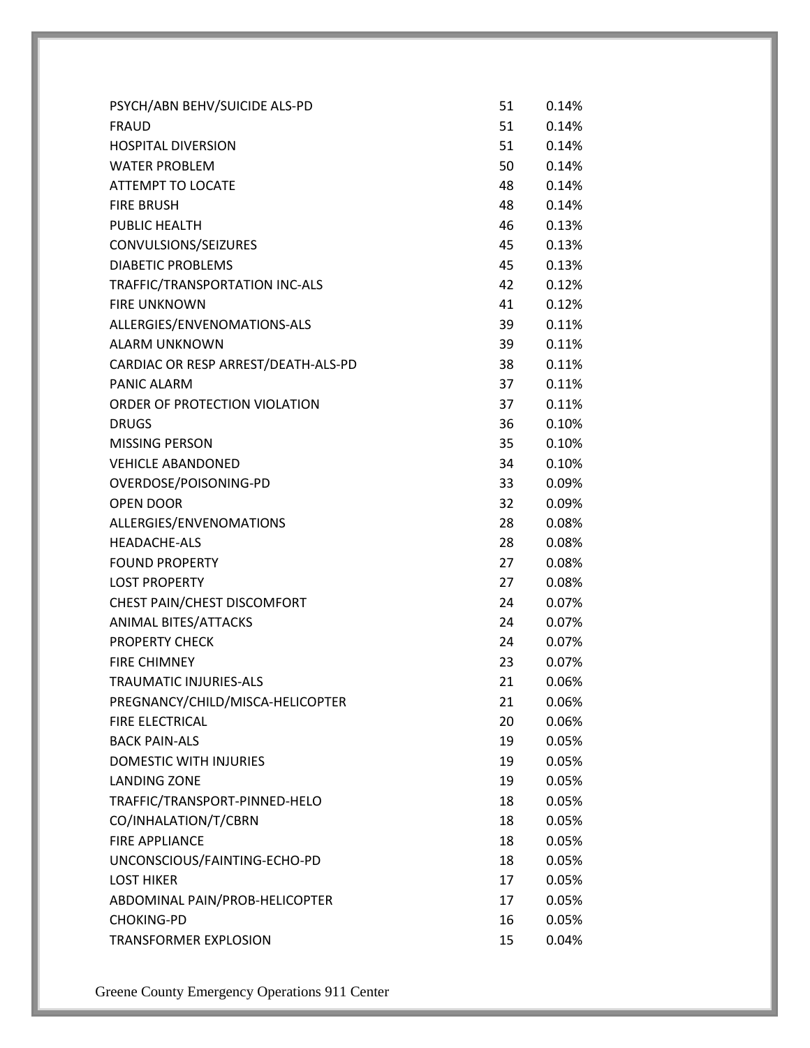| | | |
|---|---|---|
| PSYCH/ABN BEHV/SUICIDE ALS-PD | 51 | 0.14% |
| FRAUD | 51 | 0.14% |
| HOSPITAL DIVERSION | 51 | 0.14% |
| WATER PROBLEM | 50 | 0.14% |
| ATTEMPT TO LOCATE | 48 | 0.14% |
| FIRE BRUSH | 48 | 0.14% |
| PUBLIC HEALTH | 46 | 0.13% |
| CONVULSIONS/SEIZURES | 45 | 0.13% |
| DIABETIC PROBLEMS | 45 | 0.13% |
| TRAFFIC/TRANSPORTATION INC-ALS | 42 | 0.12% |
| FIRE UNKNOWN | 41 | 0.12% |
| ALLERGIES/ENVENOMATIONS-ALS | 39 | 0.11% |
| ALARM UNKNOWN | 39 | 0.11% |
| CARDIAC OR RESP ARREST/DEATH-ALS-PD | 38 | 0.11% |
| PANIC ALARM | 37 | 0.11% |
| ORDER OF PROTECTION VIOLATION | 37 | 0.11% |
| DRUGS | 36 | 0.10% |
| MISSING PERSON | 35 | 0.10% |
| VEHICLE ABANDONED | 34 | 0.10% |
| OVERDOSE/POISONING-PD | 33 | 0.09% |
| OPEN DOOR | 32 | 0.09% |
| ALLERGIES/ENVENOMATIONS | 28 | 0.08% |
| HEADACHE-ALS | 28 | 0.08% |
| FOUND PROPERTY | 27 | 0.08% |
| LOST PROPERTY | 27 | 0.08% |
| CHEST PAIN/CHEST DISCOMFORT | 24 | 0.07% |
| ANIMAL BITES/ATTACKS | 24 | 0.07% |
| PROPERTY CHECK | 24 | 0.07% |
| FIRE CHIMNEY | 23 | 0.07% |
| TRAUMATIC INJURIES-ALS | 21 | 0.06% |
| PREGNANCY/CHILD/MISCA-HELICOPTER | 21 | 0.06% |
| FIRE ELECTRICAL | 20 | 0.06% |
| BACK PAIN-ALS | 19 | 0.05% |
| DOMESTIC WITH INJURIES | 19 | 0.05% |
| LANDING ZONE | 19 | 0.05% |
| TRAFFIC/TRANSPORT-PINNED-HELO | 18 | 0.05% |
| CO/INHALATION/T/CBRN | 18 | 0.05% |
| FIRE APPLIANCE | 18 | 0.05% |
| UNCONSCIOUS/FAINTING-ECHO-PD | 18 | 0.05% |
| LOST HIKER | 17 | 0.05% |
| ABDOMINAL PAIN/PROB-HELICOPTER | 17 | 0.05% |
| CHOKING-PD | 16 | 0.05% |
| TRANSFORMER EXPLOSION | 15 | 0.04% |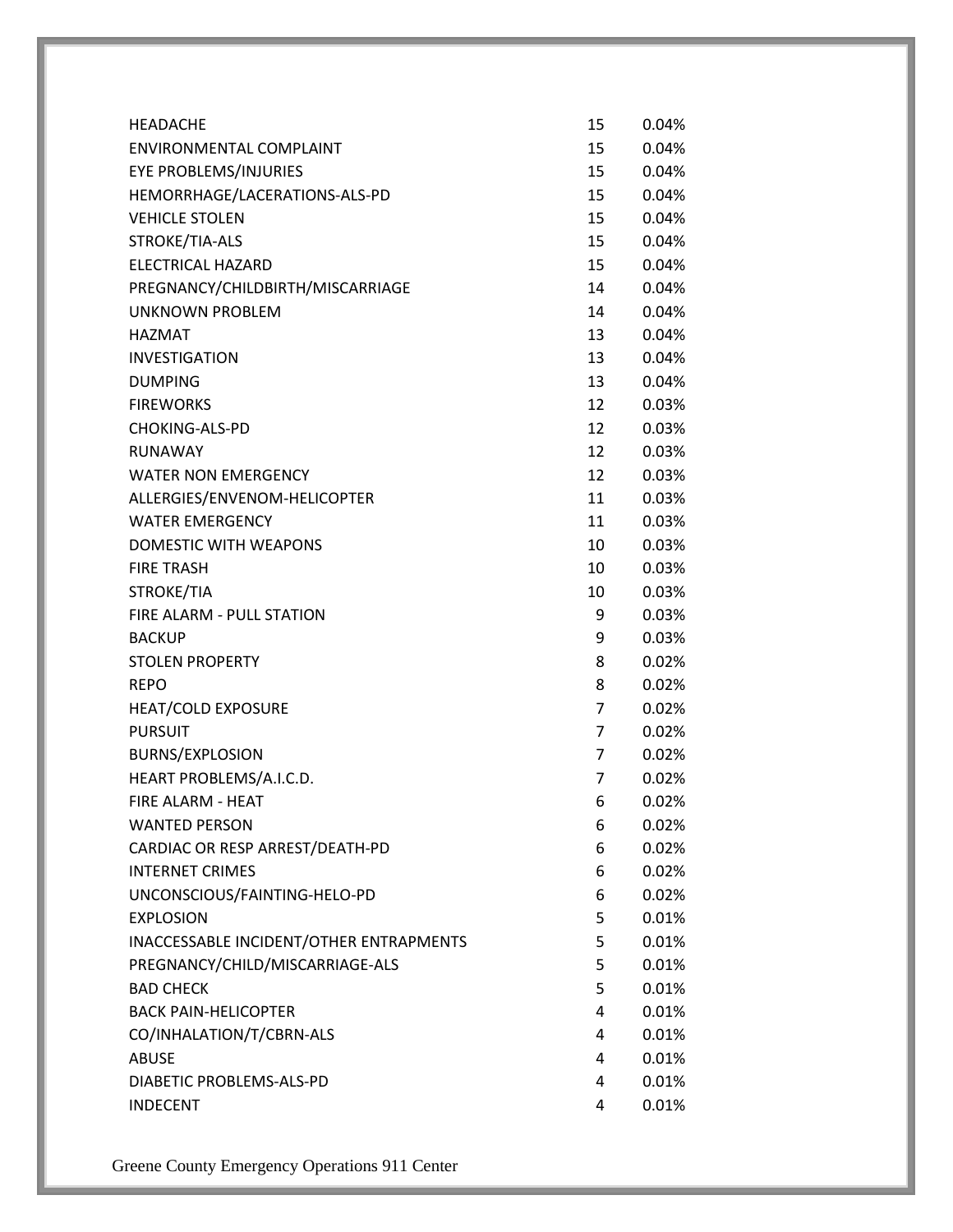| | | |
|---|---|---|
| HEADACHE | 15 | 0.04% |
| ENVIRONMENTAL COMPLAINT | 15 | 0.04% |
| EYE PROBLEMS/INJURIES | 15 | 0.04% |
| HEMORRHAGE/LACERATIONS-ALS-PD | 15 | 0.04% |
| VEHICLE STOLEN | 15 | 0.04% |
| STROKE/TIA-ALS | 15 | 0.04% |
| ELECTRICAL HAZARD | 15 | 0.04% |
| PREGNANCY/CHILDBIRTH/MISCARRIAGE | 14 | 0.04% |
| UNKNOWN PROBLEM | 14 | 0.04% |
| HAZMAT | 13 | 0.04% |
| INVESTIGATION | 13 | 0.04% |
| DUMPING | 13 | 0.04% |
| FIREWORKS | 12 | 0.03% |
| CHOKING-ALS-PD | 12 | 0.03% |
| RUNAWAY | 12 | 0.03% |
| WATER NON EMERGENCY | 12 | 0.03% |
| ALLERGIES/ENVENOM-HELICOPTER | 11 | 0.03% |
| WATER EMERGENCY | 11 | 0.03% |
| DOMESTIC WITH WEAPONS | 10 | 0.03% |
| FIRE TRASH | 10 | 0.03% |
| STROKE/TIA | 10 | 0.03% |
| FIRE ALARM - PULL STATION | 9 | 0.03% |
| BACKUP | 9 | 0.03% |
| STOLEN PROPERTY | 8 | 0.02% |
| REPO | 8 | 0.02% |
| HEAT/COLD EXPOSURE | 7 | 0.02% |
| PURSUIT | 7 | 0.02% |
| BURNS/EXPLOSION | 7 | 0.02% |
| HEART PROBLEMS/A.I.C.D. | 7 | 0.02% |
| FIRE ALARM - HEAT | 6 | 0.02% |
| WANTED PERSON | 6 | 0.02% |
| CARDIAC OR RESP ARREST/DEATH-PD | 6 | 0.02% |
| INTERNET CRIMES | 6 | 0.02% |
| UNCONSCIOUS/FAINTING-HELO-PD | 6 | 0.02% |
| EXPLOSION | 5 | 0.01% |
| INACCESSABLE INCIDENT/OTHER ENTRAPMENTS | 5 | 0.01% |
| PREGNANCY/CHILD/MISCARRIAGE-ALS | 5 | 0.01% |
| BAD CHECK | 5 | 0.01% |
| BACK PAIN-HELICOPTER | 4 | 0.01% |
| CO/INHALATION/T/CBRN-ALS | 4 | 0.01% |
| ABUSE | 4 | 0.01% |
| DIABETIC PROBLEMS-ALS-PD | 4 | 0.01% |
| INDECENT | 4 | 0.01% |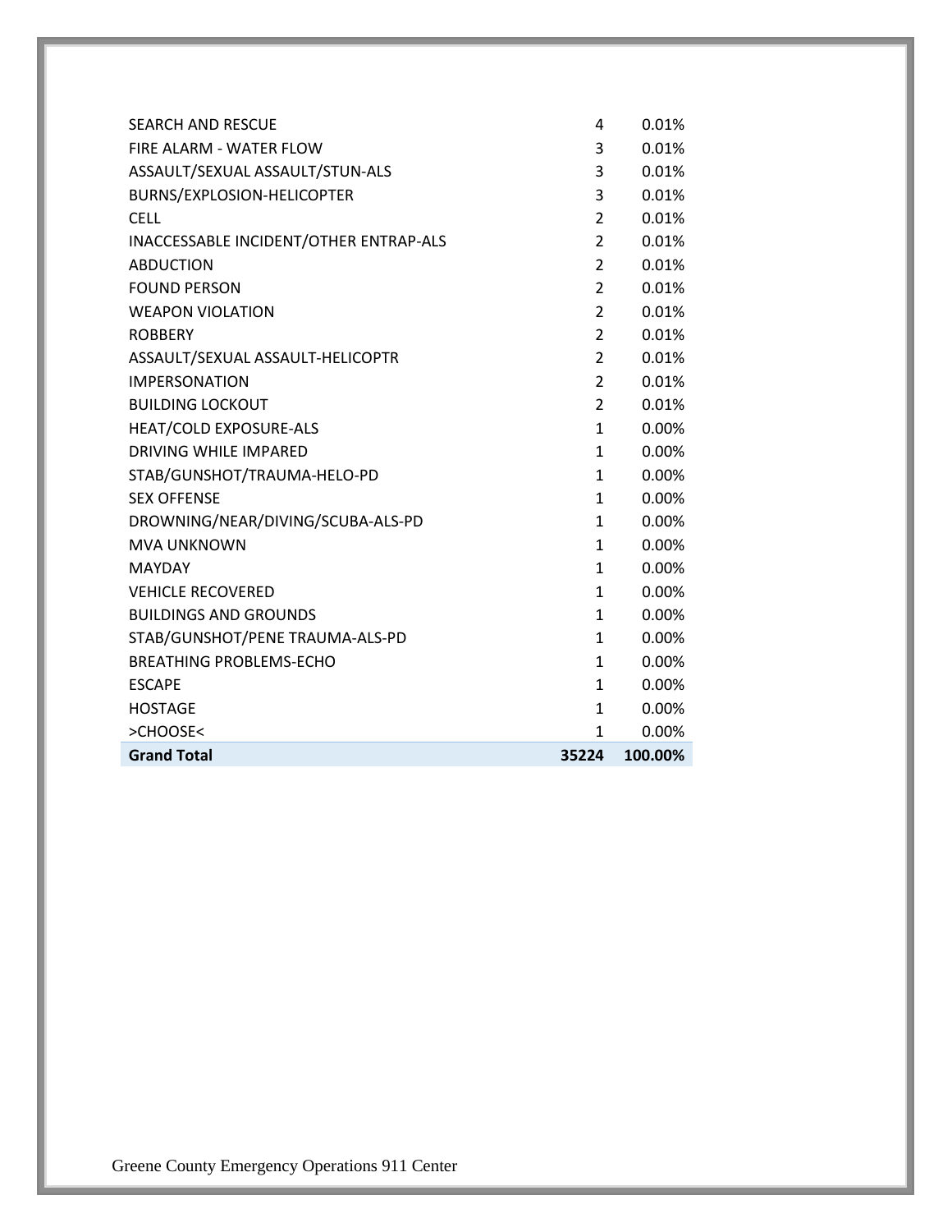| | | |
|---|---|---|
| SEARCH AND RESCUE | 4 | 0.01% |
| FIRE ALARM - WATER FLOW | 3 | 0.01% |
| ASSAULT/SEXUAL ASSAULT/STUN-ALS | 3 | 0.01% |
| BURNS/EXPLOSION-HELICOPTER | 3 | 0.01% |
| CELL | 2 | 0.01% |
| INACCESSABLE INCIDENT/OTHER ENTRAP-ALS | 2 | 0.01% |
| ABDUCTION | 2 | 0.01% |
| FOUND PERSON | 2 | 0.01% |
| WEAPON VIOLATION | 2 | 0.01% |
| ROBBERY | 2 | 0.01% |
| ASSAULT/SEXUAL ASSAULT-HELICOPTR | 2 | 0.01% |
| IMPERSONATION | 2 | 0.01% |
| BUILDING LOCKOUT | 2 | 0.01% |
| HEAT/COLD EXPOSURE-ALS | 1 | 0.00% |
| DRIVING WHILE IMPARED | 1 | 0.00% |
| STAB/GUNSHOT/TRAUMA-HELO-PD | 1 | 0.00% |
| SEX OFFENSE | 1 | 0.00% |
| DROWNING/NEAR/DIVING/SCUBA-ALS-PD | 1 | 0.00% |
| MVA UNKNOWN | 1 | 0.00% |
| MAYDAY | 1 | 0.00% |
| VEHICLE RECOVERED | 1 | 0.00% |
| BUILDINGS AND GROUNDS | 1 | 0.00% |
| STAB/GUNSHOT/PENE TRAUMA-ALS-PD | 1 | 0.00% |
| BREATHING PROBLEMS-ECHO | 1 | 0.00% |
| ESCAPE | 1 | 0.00% |
| HOSTAGE | 1 | 0.00% |
| >CHOOSE< | 1 | 0.00% |
| **Grand Total** | **35224** | **100.00%** |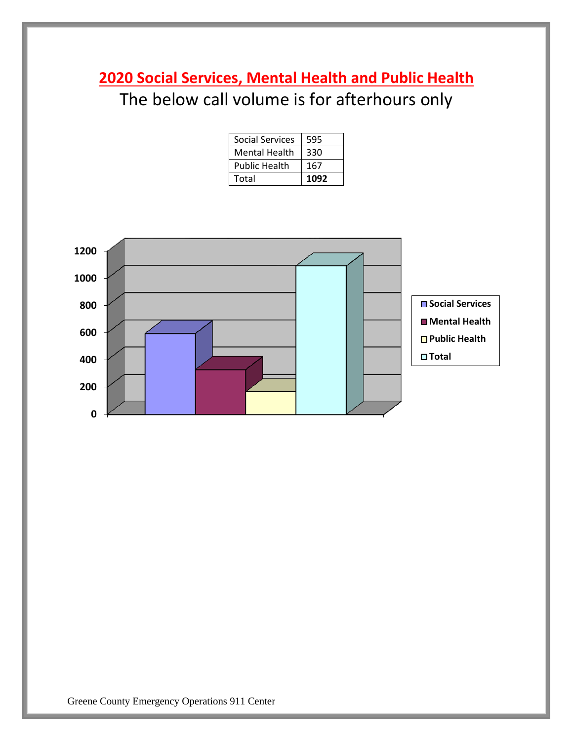## 2020 Social Services, Mental Health and Public Health

The below call volume is for afterhours only

| Social Services | 595 |
|---|---|
| Mental Health | 330 |
| Public Health | 167 |
| Total | **1092** |

Greene County Emergency Operations 911 Center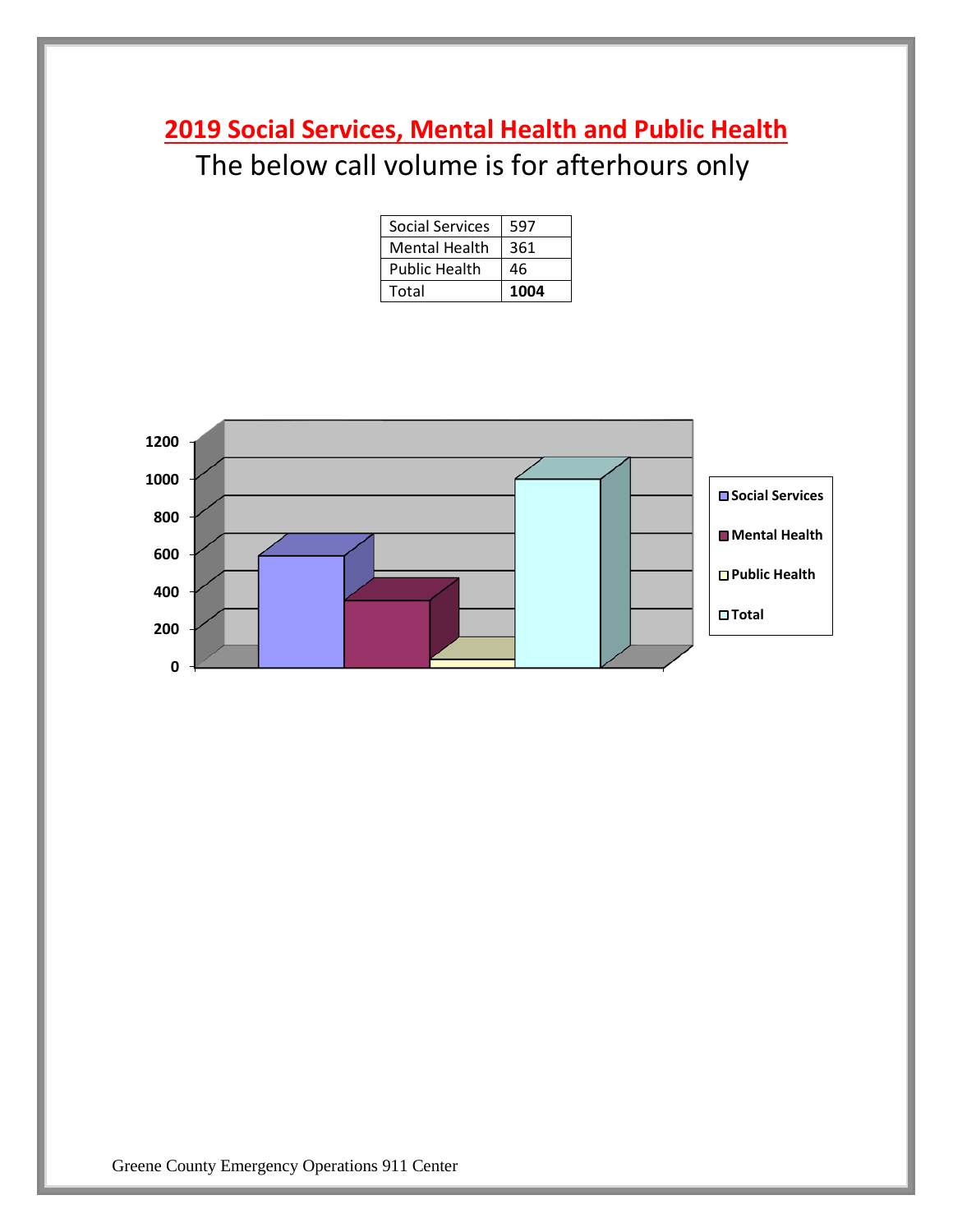## 2019 Social Services, Mental Health and Public Health

The below call volume is for afterhours only

| Social Services | 597 |
|---|---|
| Mental Health | 361 |
| Public Health | 46 |
| Total | **1004** |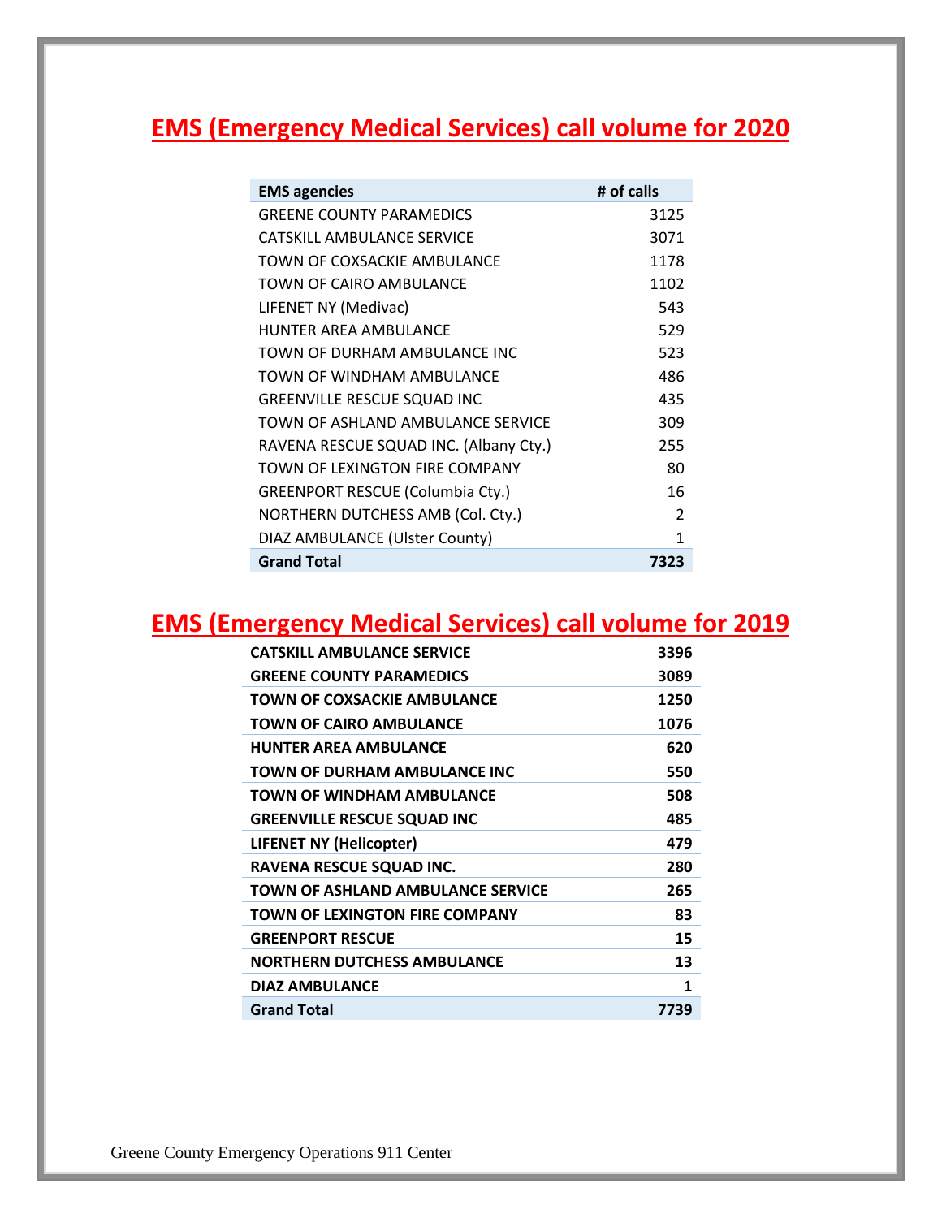# EMS (Emergency Medical Services) call volume for 2020

| EMS agencies | # of calls |
|---|---|
| GREENE COUNTY PARAMEDICS | 3125 |
| CATSKILL AMBULANCE SERVICE | 3071 |
| TOWN OF COXSACKIE AMBULANCE | 1178 |
| TOWN OF CAIRO AMBULANCE | 1102 |
| LIFENET NY (Medivac) | 543 |
| HUNTER AREA AMBULANCE | 529 |
| TOWN OF DURHAM AMBULANCE INC | 523 |
| TOWN OF WINDHAM AMBULANCE | 486 |
| GREENVILLE RESCUE SQUAD INC | 435 |
| TOWN OF ASHLAND AMBULANCE SERVICE | 309 |
| RAVENA RESCUE SQUAD INC. (Albany Cty.) | 255 |
| TOWN OF LEXINGTON FIRE COMPANY | 80 |
| GREENPORT RESCUE (Columbia Cty.) | 16 |
| NORTHERN DUTCHESS AMB (Col. Cty.) | 2 |
| DIAZ AMBULANCE (Ulster County) | 1 |
| **Grand Total** | **7323** |

# EMS (Emergency Medical Services) call volume for 2019

| | |
|---|---|
| **CATSKILL AMBULANCE SERVICE** | **3396** |
| **GREENE COUNTY PARAMEDICS** | **3089** |
| **TOWN OF COXSACKIE AMBULANCE** | **1250** |
| **TOWN OF CAIRO AMBULANCE** | **1076** |
| **HUNTER AREA AMBULANCE** | **620** |
| **TOWN OF DURHAM AMBULANCE INC** | **550** |
| **TOWN OF WINDHAM AMBULANCE** | **508** |
| **GREENVILLE RESCUE SQUAD INC** | **485** |
| **LIFENET NY (Helicopter)** | **479** |
| **RAVENA RESCUE SQUAD INC.** | **280** |
| **TOWN OF ASHLAND AMBULANCE SERVICE** | **265** |
| **TOWN OF LEXINGTON FIRE COMPANY** | **83** |
| **GREENPORT RESCUE** | **15** |
| **NORTHERN DUTCHESS AMBULANCE** | **13** |
| **DIAZ AMBULANCE** | **1** |
| **Grand Total** | **7739** |

Greene County Emergency Operations 911 Center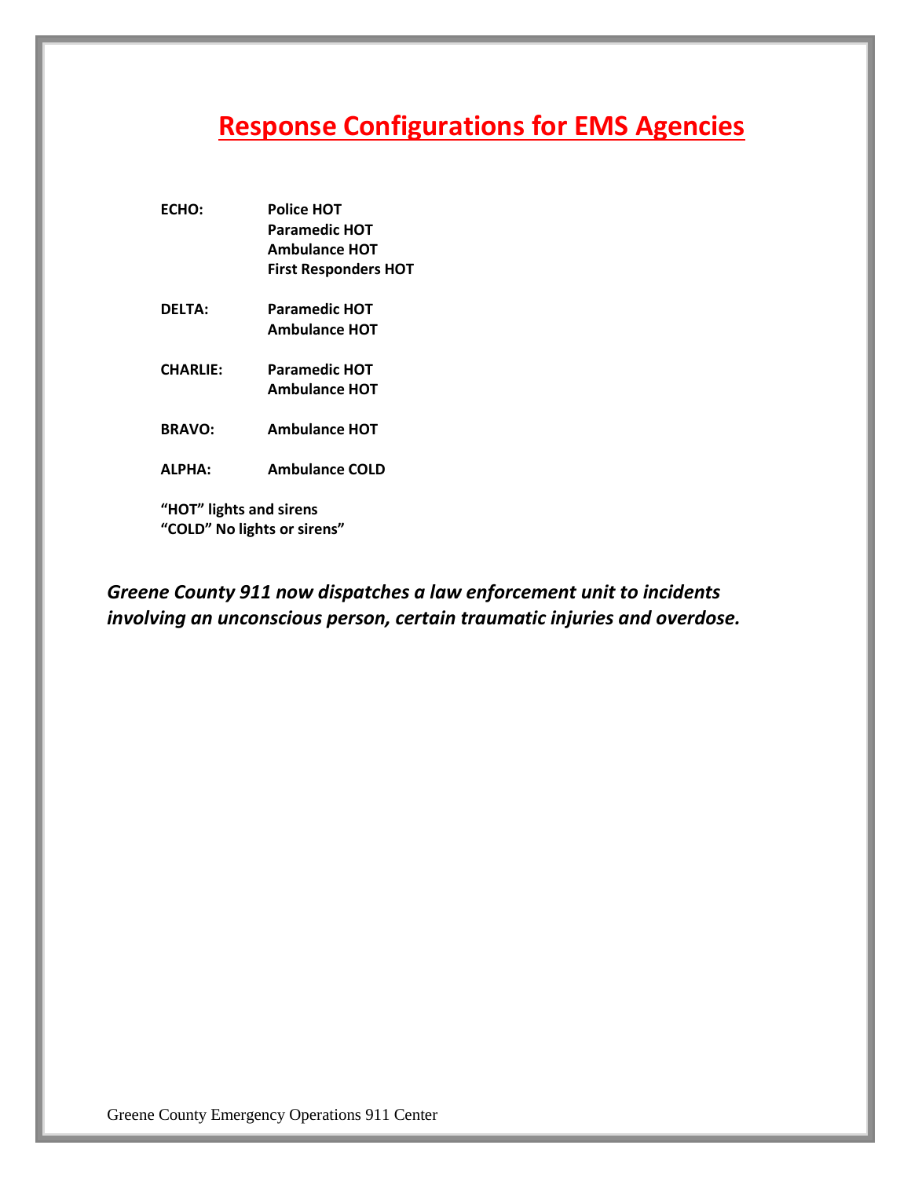# Response Configurations for EMS Agencies

| | |
|---|---|
| **ECHO:** | **Police HOT**<br>**Paramedic HOT**<br>**Ambulance HOT**<br>**First Responders HOT** |
| **DELTA:** | **Paramedic HOT**<br>**Ambulance HOT** |
| **CHARLIE:** | **Paramedic HOT**<br>**Ambulance HOT** |
| **BRAVO:** | **Ambulance HOT** |
| **ALPHA:** | **Ambulance COLD** |

**"HOT" lights and sirens**
**"COLD" No lights or sirens"**

***Greene County 911 now dispatches a law enforcement unit to incidents involving an unconscious person, certain traumatic injuries and overdose.***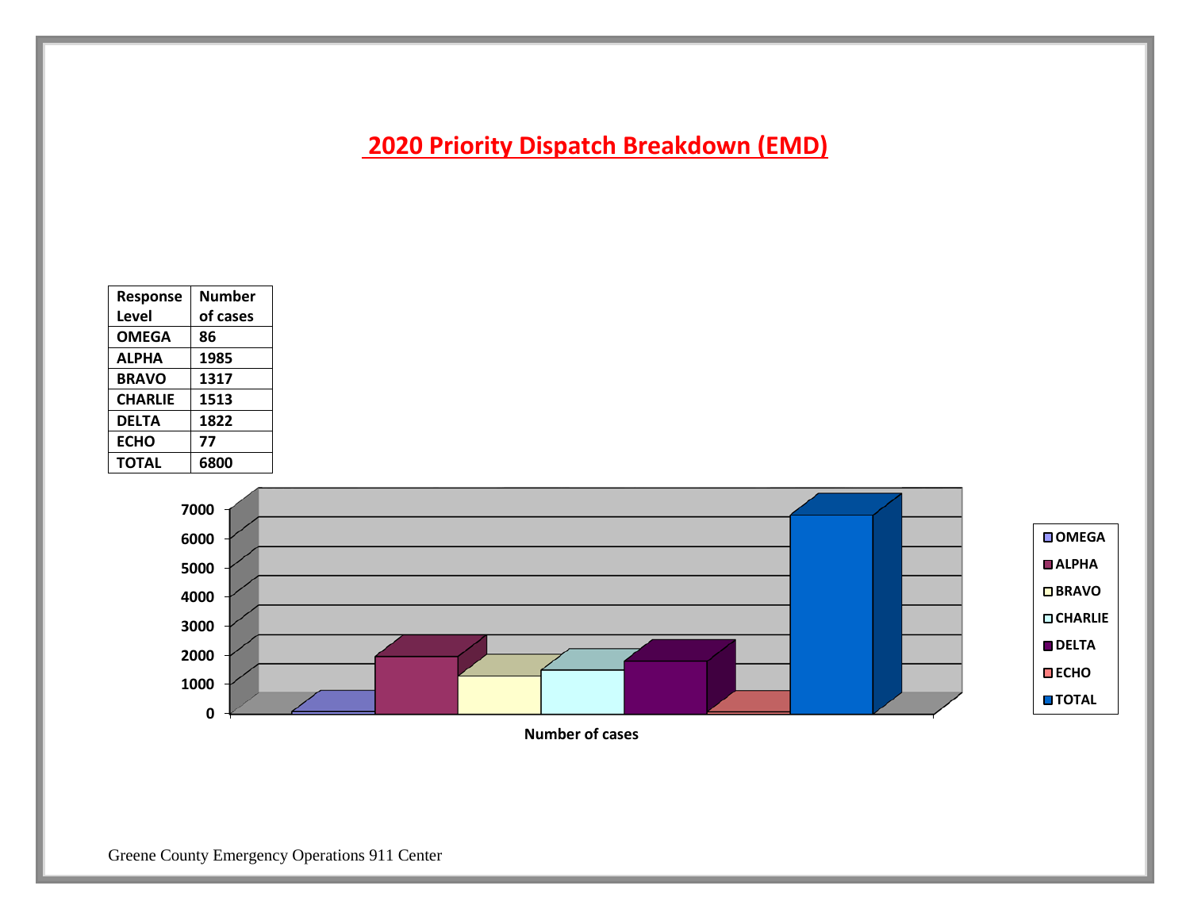# 2020 Priority Dispatch Breakdown (EMD)

| Response Level | Number of cases |
|---|---|
| OMEGA | 86 |
| ALPHA | 1985 |
| BRAVO | 1317 |
| CHARLIE | 1513 |
| DELTA | 1822 |
| ECHO | 77 |
| TOTAL | 6800 |

Greene County Emergency Operations 911 Center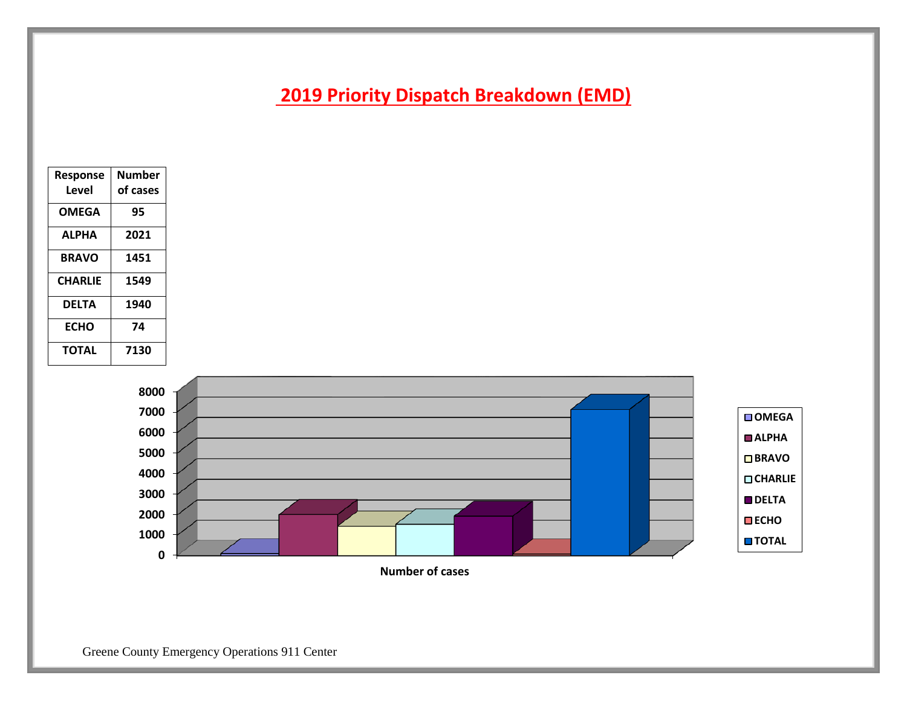# 2019 Priority Dispatch Breakdown (EMD)

| Response Level | Number of cases |
|---|---|
| OMEGA | 95 |
| ALPHA | 2021 |
| BRAVO | 1451 |
| CHARLIE | 1549 |
| DELTA | 1940 |
| ECHO | 74 |
| TOTAL | 7130 |

Greene County Emergency Operations 911 Center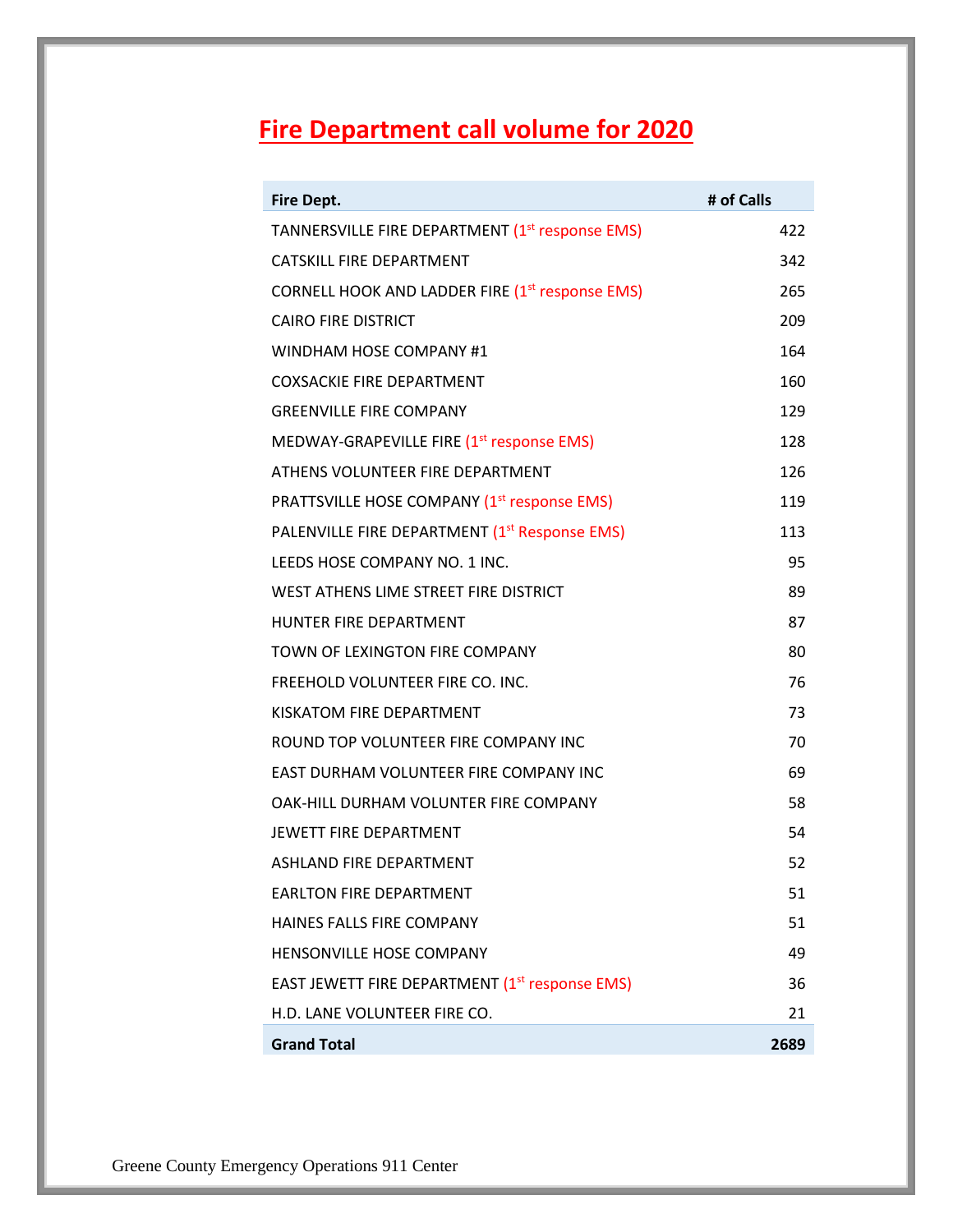# Fire Department call volume for 2020

| Fire Dept. | # of Calls |
|---|---|
| TANNERSVILLE FIRE DEPARTMENT (1st response EMS) | 422 |
| CATSKILL FIRE DEPARTMENT | 342 |
| CORNELL HOOK AND LADDER FIRE (1st response EMS) | 265 |
| CAIRO FIRE DISTRICT | 209 |
| WINDHAM HOSE COMPANY #1 | 164 |
| COXSACKIE FIRE DEPARTMENT | 160 |
| GREENVILLE FIRE COMPANY | 129 |
| MEDWAY-GRAPEVILLE FIRE (1st response EMS) | 128 |
| ATHENS VOLUNTEER FIRE DEPARTMENT | 126 |
| PRATTSVILLE HOSE COMPANY (1st response EMS) | 119 |
| PALENVILLE FIRE DEPARTMENT (1st Response EMS) | 113 |
| LEEDS HOSE COMPANY NO. 1 INC. | 95 |
| WEST ATHENS LIME STREET FIRE DISTRICT | 89 |
| HUNTER FIRE DEPARTMENT | 87 |
| TOWN OF LEXINGTON FIRE COMPANY | 80 |
| FREEHOLD VOLUNTEER FIRE CO. INC. | 76 |
| KISKATOM FIRE DEPARTMENT | 73 |
| ROUND TOP VOLUNTEER FIRE COMPANY INC | 70 |
| EAST DURHAM VOLUNTEER FIRE COMPANY INC | 69 |
| OAK-HILL DURHAM VOLUNTER FIRE COMPANY | 58 |
| JEWETT FIRE DEPARTMENT | 54 |
| ASHLAND FIRE DEPARTMENT | 52 |
| EARLTON FIRE DEPARTMENT | 51 |
| HAINES FALLS FIRE COMPANY | 51 |
| HENSONVILLE HOSE COMPANY | 49 |
| EAST JEWETT FIRE DEPARTMENT (1st response EMS) | 36 |
| H.D. LANE VOLUNTEER FIRE CO. | 21 |
| **Grand Total** | **2689** |

Greene County Emergency Operations 911 Center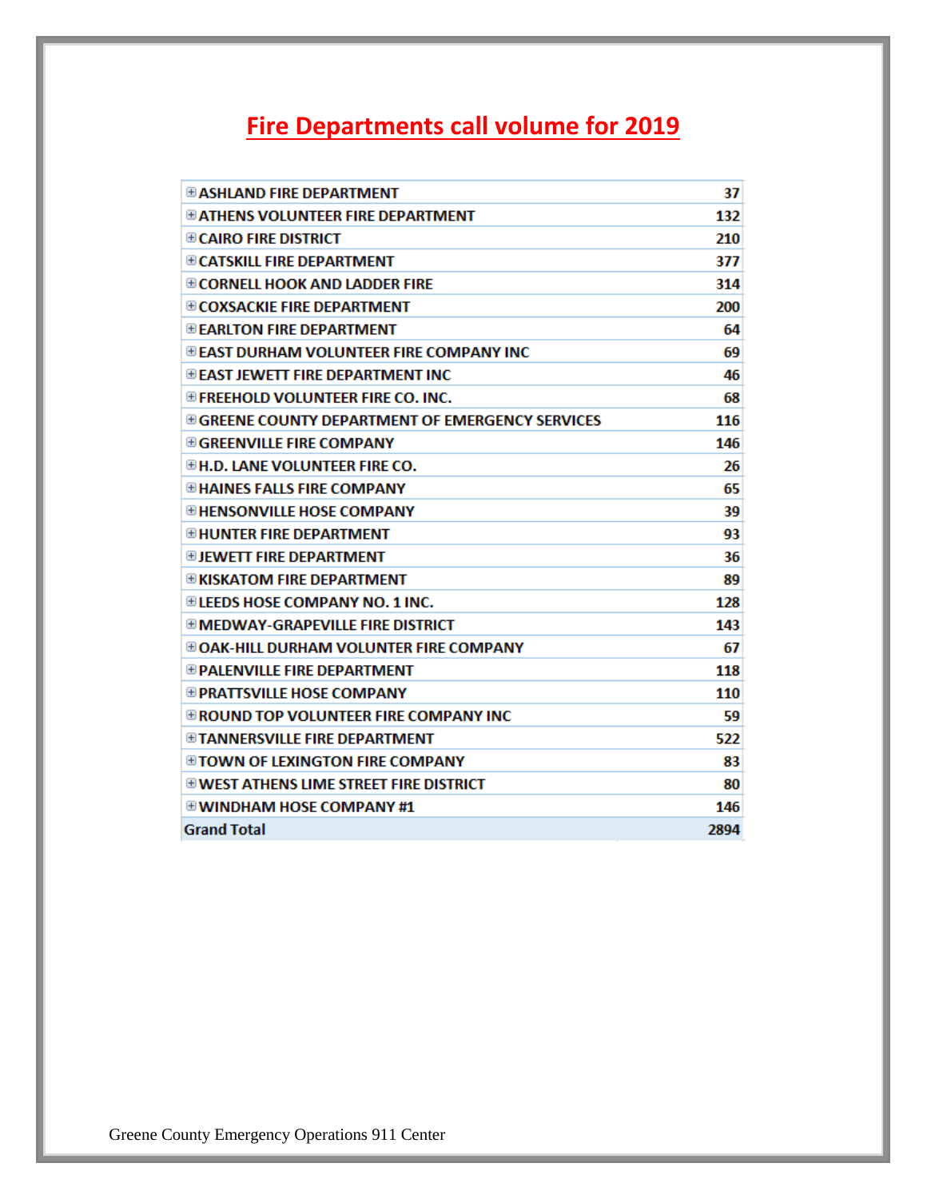# Fire Departments call volume for 2019

| | |
|---|---|
| ⊞ ASHLAND FIRE DEPARTMENT | 37 |
| ⊞ ATHENS VOLUNTEER FIRE DEPARTMENT | 132 |
| ⊞ CAIRO FIRE DISTRICT | 210 |
| ⊞ CATSKILL FIRE DEPARTMENT | 377 |
| ⊞ CORNELL HOOK AND LADDER FIRE | 314 |
| ⊞ COXSACKIE FIRE DEPARTMENT | 200 |
| ⊞ EARLTON FIRE DEPARTMENT | 64 |
| ⊞ EAST DURHAM VOLUNTEER FIRE COMPANY INC | 69 |
| ⊞ EAST JEWETT FIRE DEPARTMENT INC | 46 |
| ⊞ FREEHOLD VOLUNTEER FIRE CO. INC. | 68 |
| ⊞ GREENE COUNTY DEPARTMENT OF EMERGENCY SERVICES | 116 |
| ⊞ GREENVILLE FIRE COMPANY | 146 |
| ⊞ H.D. LANE VOLUNTEER FIRE CO. | 26 |
| ⊞ HAINES FALLS FIRE COMPANY | 65 |
| ⊞ HENSONVILLE HOSE COMPANY | 39 |
| ⊞ HUNTER FIRE DEPARTMENT | 93 |
| ⊞ JEWETT FIRE DEPARTMENT | 36 |
| ⊞ KISKATOM FIRE DEPARTMENT | 89 |
| ⊞ LEEDS HOSE COMPANY NO. 1 INC. | 128 |
| ⊞ MEDWAY-GRAPEVILLE FIRE DISTRICT | 143 |
| ⊞ OAK-HILL DURHAM VOLUNTER FIRE COMPANY | 67 |
| ⊞ PALENVILLE FIRE DEPARTMENT | 118 |
| ⊞ PRATTSVILLE HOSE COMPANY | 110 |
| ⊞ ROUND TOP VOLUNTEER FIRE COMPANY INC | 59 |
| ⊞ TANNERSVILLE FIRE DEPARTMENT | 522 |
| ⊞ TOWN OF LEXINGTON FIRE COMPANY | 83 |
| ⊞ WEST ATHENS LIME STREET FIRE DISTRICT | 80 |
| ⊞ WINDHAM HOSE COMPANY #1 | 146 |
| **Grand Total** | **2894** |

Greene County Emergency Operations 911 Center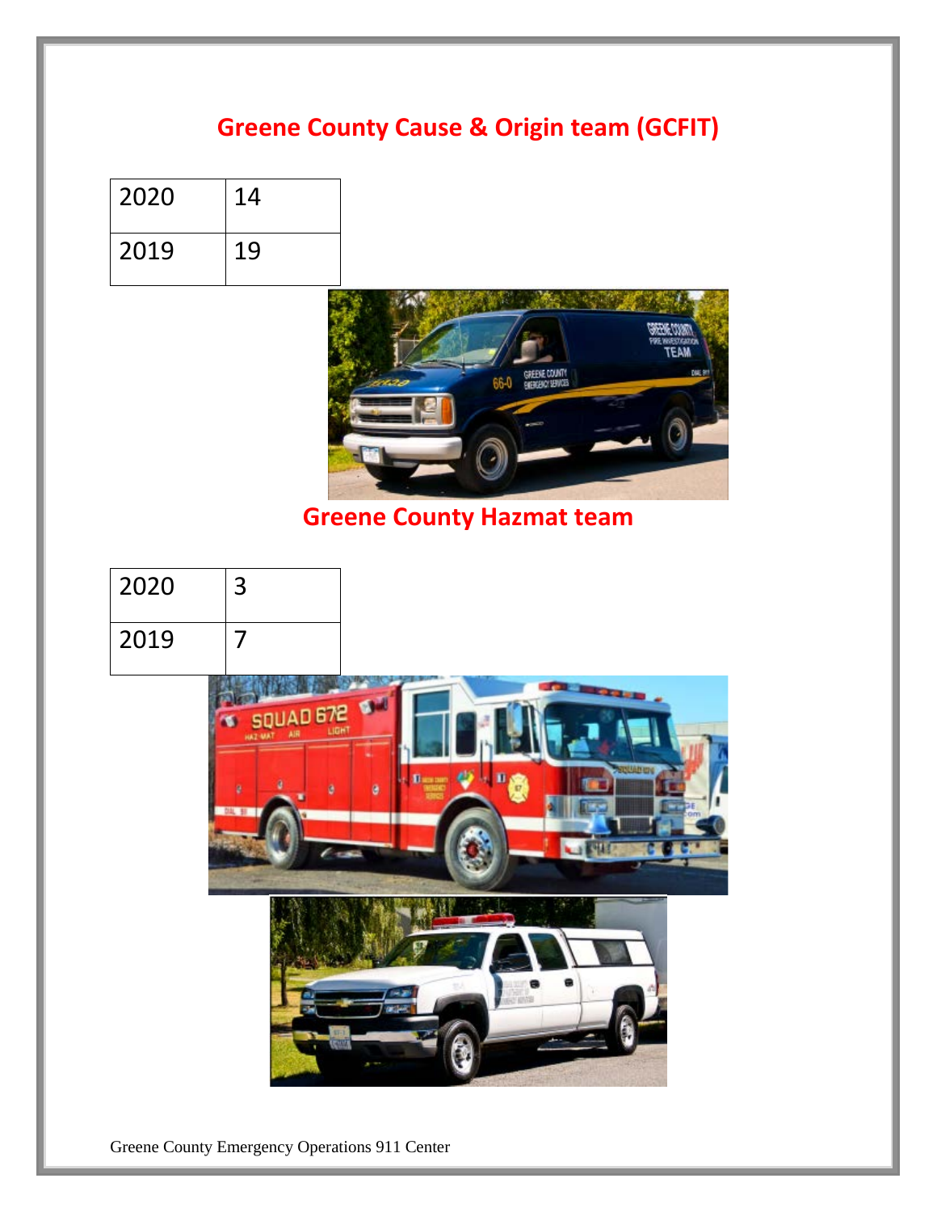## Greene County Cause & Origin team (GCFIT)

| 2020 | 14 |
|---|---|
| 2019 | 19 |

## Greene County Hazmat team

| 2020 | 3 |
|---|---|
| 2019 | 7 |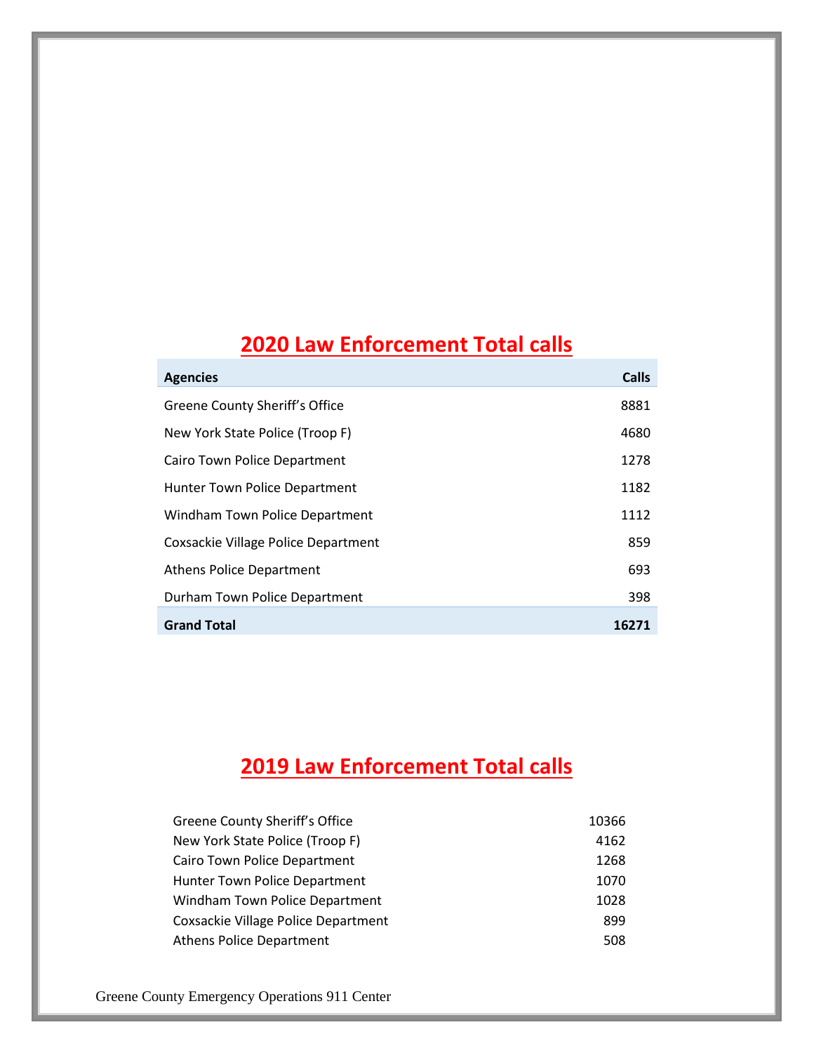## 2020 Law Enforcement Total calls

| Agencies | Calls |
|---|---|
| Greene County Sheriff's Office | 8881 |
| New York State Police (Troop F) | 4680 |
| Cairo Town Police Department | 1278 |
| Hunter Town Police Department | 1182 |
| Windham Town Police Department | 1112 |
| Coxsackie Village Police Department | 859 |
| Athens Police Department | 693 |
| Durham Town Police Department | 398 |
| **Grand Total** | **16271** |

## 2019 Law Enforcement Total calls

| | |
|---|---|
| Greene County Sheriff's Office | 10366 |
| New York State Police (Troop F) | 4162 |
| Cairo Town Police Department | 1268 |
| Hunter Town Police Department | 1070 |
| Windham Town Police Department | 1028 |
| Coxsackie Village Police Department | 899 |
| Athens Police Department | 508 |

Greene County Emergency Operations 911 Center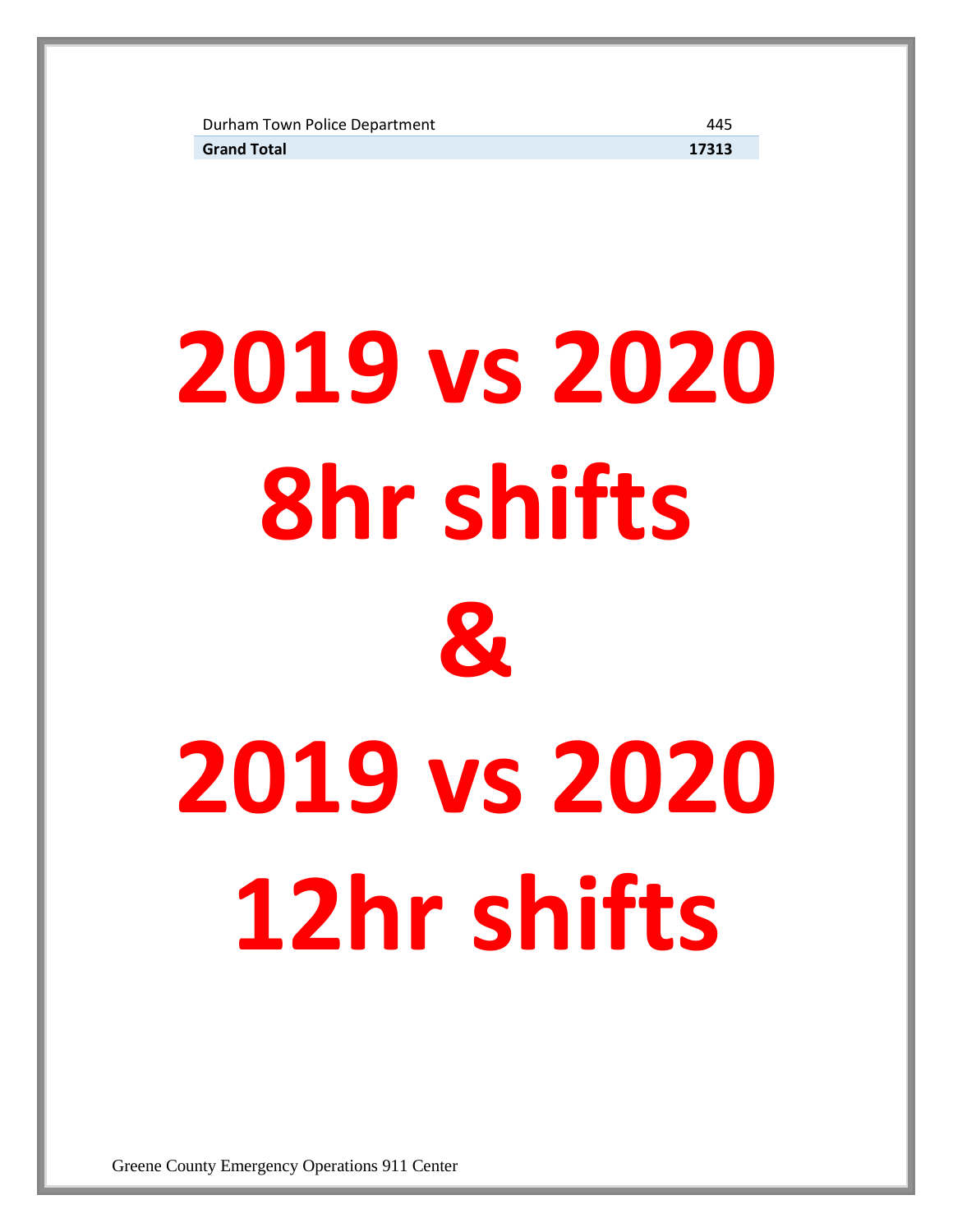| | |
|---|---|
| Durham Town Police Department | 445 |
| **Grand Total** | **17313** |

# 2019 vs 2020 8hr shifts & 2019 vs 2020 12hr shifts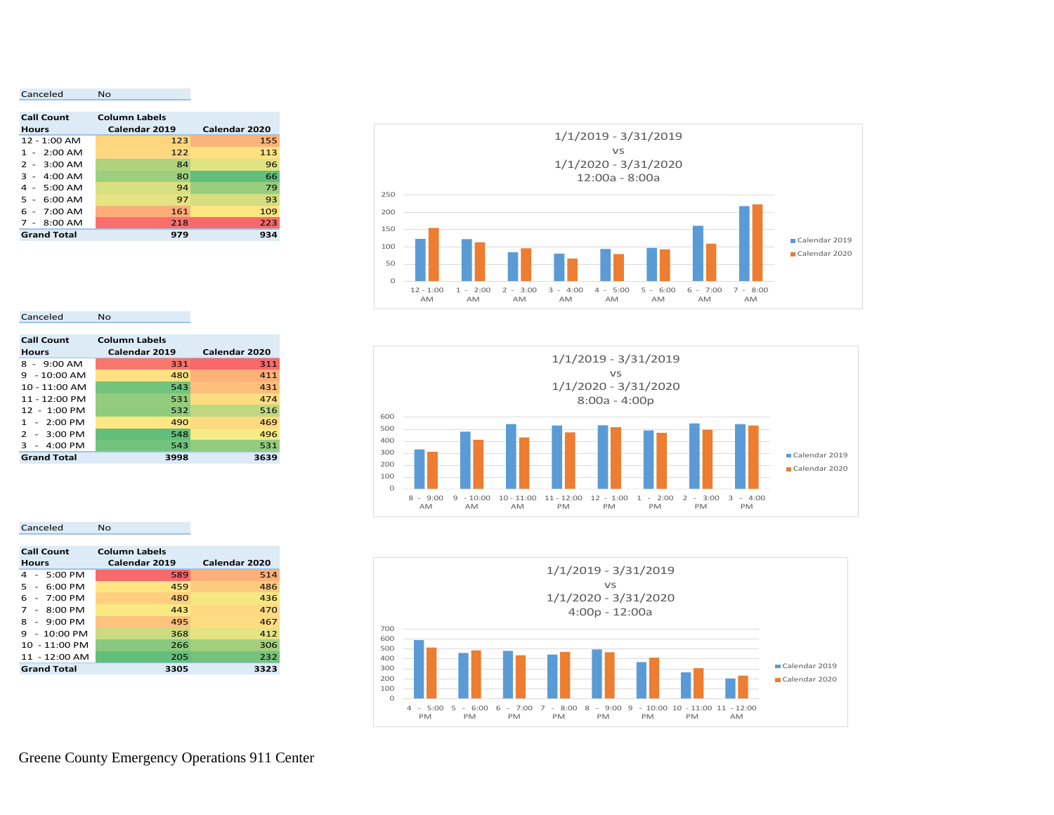| Canceled | No |
|---|---|

| Call Count | Column Labels | |
|---|---|---|
| Hours | Calendar 2019 | Calendar 2020 |
| 12 - 1:00 AM | 123 | 155 |
| 1 - 2:00 AM | 122 | 113 |
| 2 - 3:00 AM | 84 | 96 |
| 3 - 4:00 AM | 80 | 66 |
| 4 - 5:00 AM | 94 | 79 |
| 5 - 6:00 AM | 97 | 93 |
| 6 - 7:00 AM | 161 | 109 |
| 7 - 8:00 AM | 218 | 223 |
| **Grand Total** | **979** | **934** |

1/1/2019 - 3/31/2019
vs
1/1/2020 - 3/31/2020
12:00a - 8:00a

| Canceled | No |
|---|---|

| Call Count | Column Labels | |
|---|---|---|
| Hours | Calendar 2019 | Calendar 2020 |
| 8 - 9:00 AM | 331 | 311 |
| 9 - 10:00 AM | 480 | 411 |
| 10 - 11:00 AM | 543 | 431 |
| 11 - 12:00 PM | 531 | 474 |
| 12 - 1:00 PM | 532 | 516 |
| 1 - 2:00 PM | 490 | 469 |
| 2 - 3:00 PM | 548 | 496 |
| 3 - 4:00 PM | 543 | 531 |
| **Grand Total** | **3998** | **3639** |

1/1/2019 - 3/31/2019
vs
1/1/2020 - 3/31/2020
8:00a - 4:00p

| Canceled | No |
|---|---|

| Call Count | Column Labels | |
|---|---|---|
| Hours | Calendar 2019 | Calendar 2020 |
| 4 - 5:00 PM | 589 | 514 |
| 5 - 6:00 PM | 459 | 486 |
| 6 - 7:00 PM | 480 | 436 |
| 7 - 8:00 PM | 443 | 470 |
| 8 - 9:00 PM | 495 | 467 |
| 9 - 10:00 PM | 368 | 412 |
| 10 - 11:00 PM | 266 | 306 |
| 11 - 12:00 AM | 205 | 232 |
| **Grand Total** | **3305** | **3323** |

1/1/2019 - 3/31/2019
vs
1/1/2020 - 3/31/2020
4:00p - 12:00a

Greene County Emergency Operations 911 Center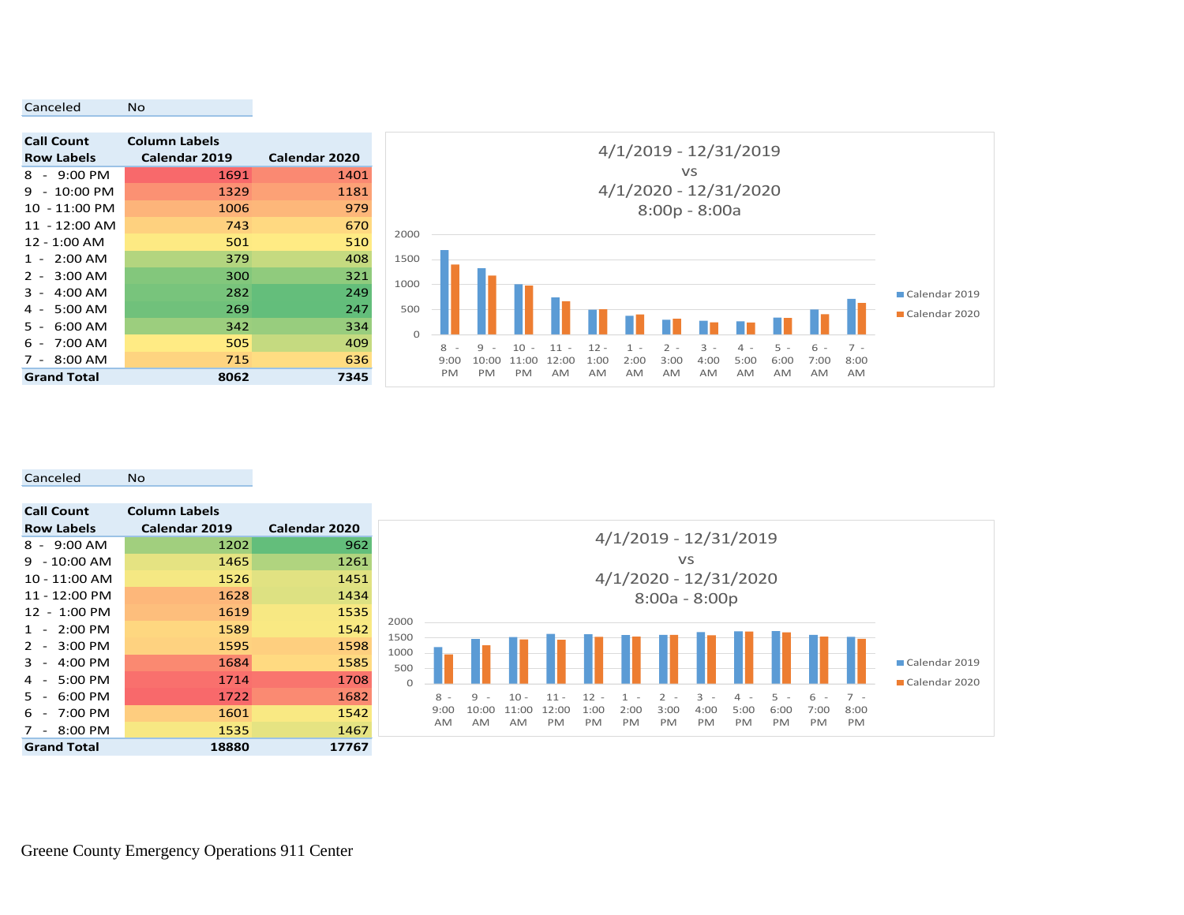| Canceled | No |
|---|---|

| Call Count | Column Labels | |
|---|---|---|
| Row Labels | Calendar 2019 | Calendar 2020 |
| 8 - 9:00 PM | 1691 | 1401 |
| 9 - 10:00 PM | 1329 | 1181 |
| 10 - 11:00 PM | 1006 | 979 |
| 11 - 12:00 AM | 743 | 670 |
| 12 - 1:00 AM | 501 | 510 |
| 1 - 2:00 AM | 379 | 408 |
| 2 - 3:00 AM | 300 | 321 |
| 3 - 4:00 AM | 282 | 249 |
| 4 - 5:00 AM | 269 | 247 |
| 5 - 6:00 AM | 342 | 334 |
| 6 - 7:00 AM | 505 | 409 |
| 7 - 8:00 AM | 715 | 636 |
| **Grand Total** | **8062** | **7345** |

4/1/2019 - 12/31/2019
vs
4/1/2020 - 12/31/2020
8:00p - 8:00a

| Canceled | No |
|---|---|

| Call Count | Column Labels | |
|---|---|---|
| Row Labels | Calendar 2019 | Calendar 2020 |
| 8 - 9:00 AM | 1202 | 962 |
| 9 - 10:00 AM | 1465 | 1261 |
| 10 - 11:00 AM | 1526 | 1451 |
| 11 - 12:00 PM | 1628 | 1434 |
| 12 - 1:00 PM | 1619 | 1535 |
| 1 - 2:00 PM | 1589 | 1542 |
| 2 - 3:00 PM | 1595 | 1598 |
| 3 - 4:00 PM | 1684 | 1585 |
| 4 - 5:00 PM | 1714 | 1708 |
| 5 - 6:00 PM | 1722 | 1682 |
| 6 - 7:00 PM | 1601 | 1542 |
| 7 - 8:00 PM | 1535 | 1467 |
| **Grand Total** | **18880** | **17767** |

4/1/2019 - 12/31/2019
vs
4/1/2020 - 12/31/2020
8:00a - 8:00p

Greene County Emergency Operations 911 Center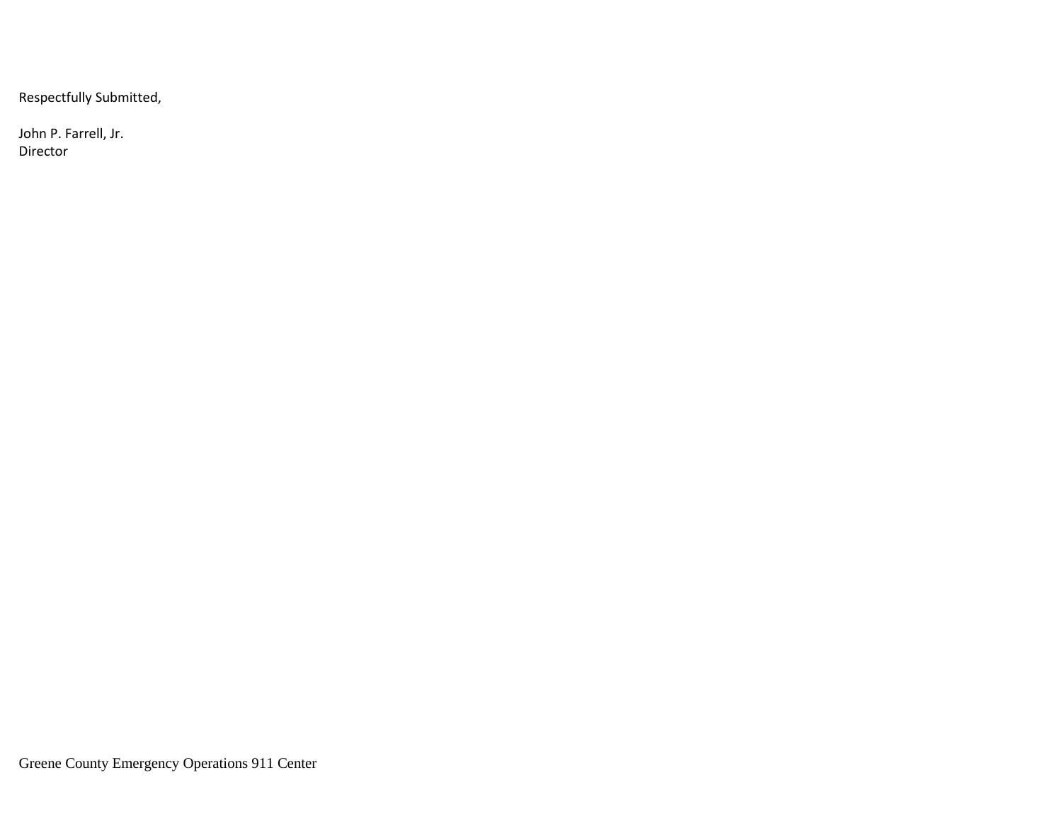Respectfully Submitted,

John P. Farrell, Jr.
Director